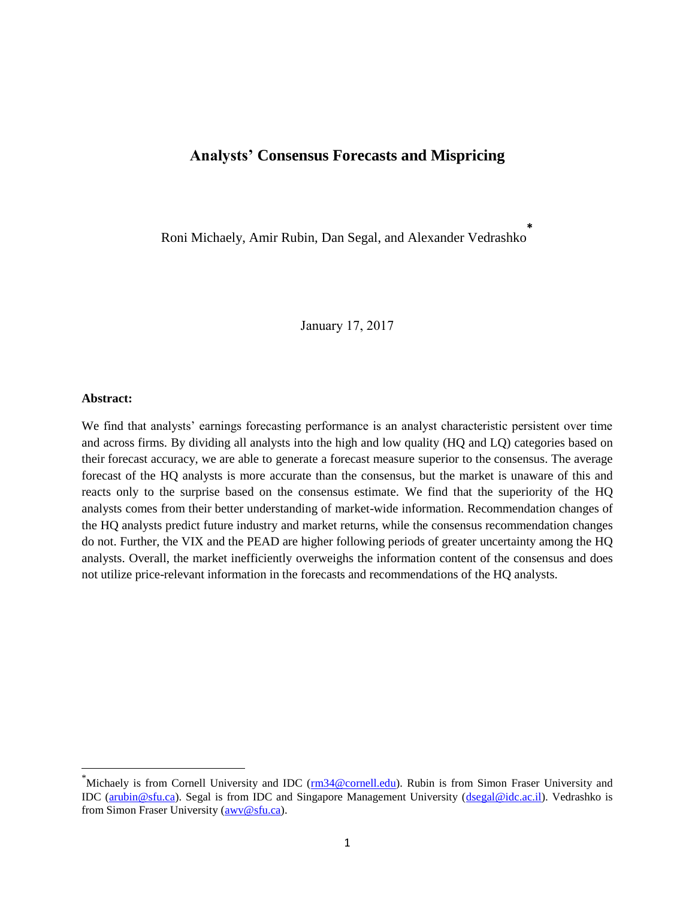# Analysts' Consensus Forecasts and Mispricing

Roni Michaely, Amir Rubin, Dan Segal, and Alexander Vedrashko*

January 17, 2017

**Abstract:**

We find that analysts' earnings forecasting performance is an analyst characteristic persistent over time and across firms. By dividing all analysts into the high and low quality (HQ and LQ) categories based on their forecast accuracy, we are able to generate a forecast measure superior to the consensus. The average forecast of the HQ analysts is more accurate than the consensus, but the market is unaware of this and reacts only to the surprise based on the consensus estimate. We find that the superiority of the HQ analysts comes from their better understanding of market-wide information. Recommendation changes of the HQ analysts predict future industry and market returns, while the consensus recommendation changes do not. Further, the VIX and the PEAD are higher following periods of greater uncertainty among the HQ analysts. Overall, the market inefficiently overweighs the information content of the consensus and does not utilize price-relevant information in the forecasts and recommendations of the HQ analysts.

---

*Michaely is from Cornell University and IDC (rm34@cornell.edu). Rubin is from Simon Fraser University and IDC (arubin@sfu.ca). Segal is from IDC and Singapore Management University (dsegal@idc.ac.il). Vedrashko is from Simon Fraser University (awv@sfu.ca).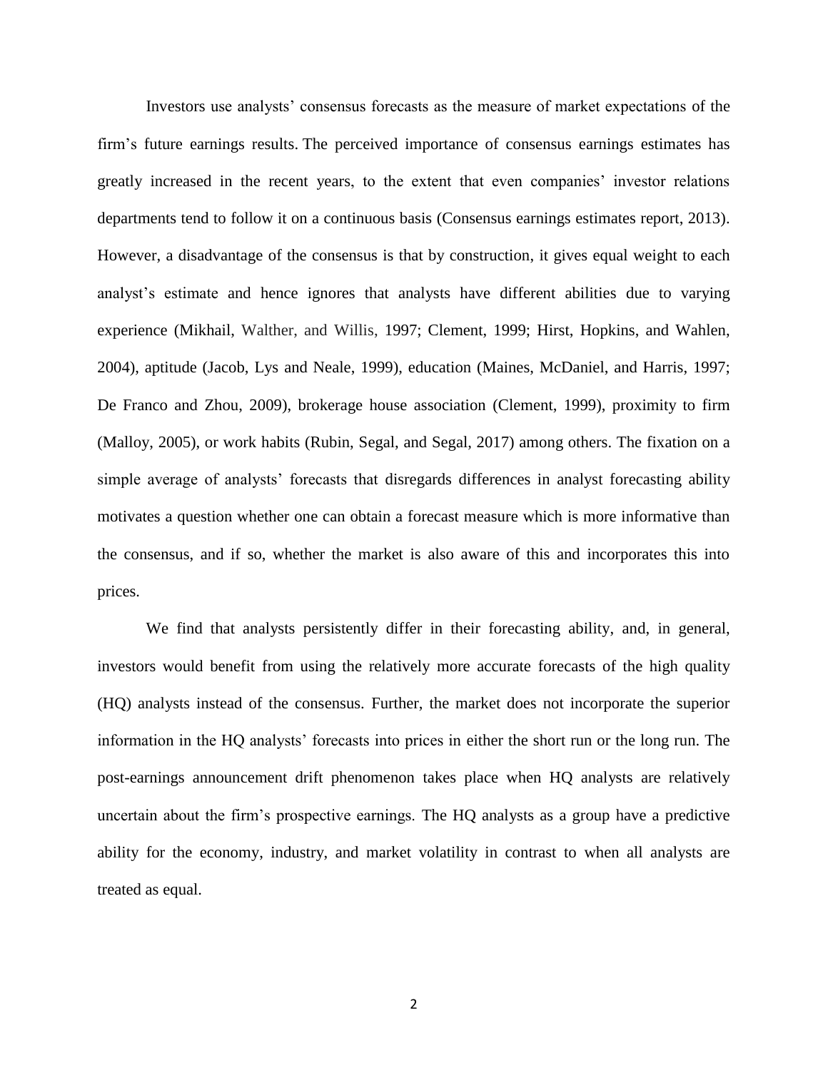Investors use analysts' consensus forecasts as the measure of market expectations of the firm's future earnings results. The perceived importance of consensus earnings estimates has greatly increased in the recent years, to the extent that even companies' investor relations departments tend to follow it on a continuous basis (Consensus earnings estimates report, 2013). However, a disadvantage of the consensus is that by construction, it gives equal weight to each analyst's estimate and hence ignores that analysts have different abilities due to varying experience (Mikhail, Walther, and Willis, 1997; Clement, 1999; Hirst, Hopkins, and Wahlen, 2004), aptitude (Jacob, Lys and Neale, 1999), education (Maines, McDaniel, and Harris, 1997; De Franco and Zhou, 2009), brokerage house association (Clement, 1999), proximity to firm (Malloy, 2005), or work habits (Rubin, Segal, and Segal, 2017) among others. The fixation on a simple average of analysts' forecasts that disregards differences in analyst forecasting ability motivates a question whether one can obtain a forecast measure which is more informative than the consensus, and if so, whether the market is also aware of this and incorporates this into prices.

We find that analysts persistently differ in their forecasting ability, and, in general, investors would benefit from using the relatively more accurate forecasts of the high quality (HQ) analysts instead of the consensus. Further, the market does not incorporate the superior information in the HQ analysts' forecasts into prices in either the short run or the long run. The post-earnings announcement drift phenomenon takes place when HQ analysts are relatively uncertain about the firm's prospective earnings. The HQ analysts as a group have a predictive ability for the economy, industry, and market volatility in contrast to when all analysts are treated as equal.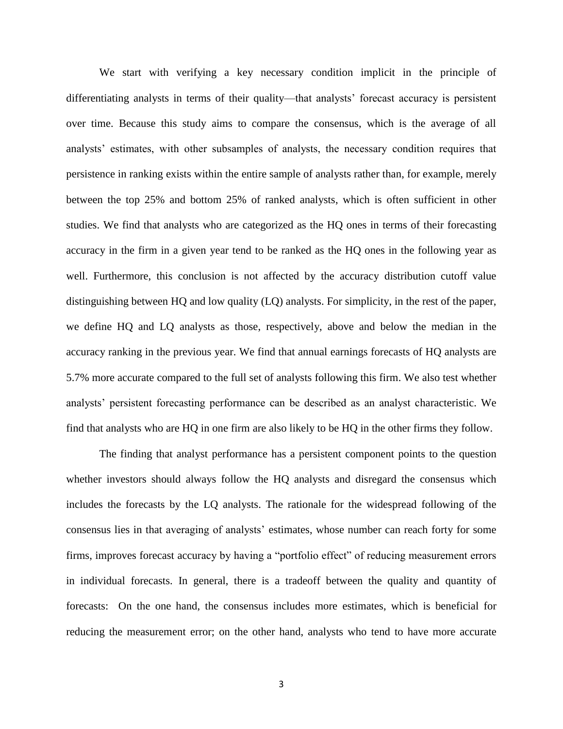We start with verifying a key necessary condition implicit in the principle of differentiating analysts in terms of their quality—that analysts' forecast accuracy is persistent over time. Because this study aims to compare the consensus, which is the average of all analysts' estimates, with other subsamples of analysts, the necessary condition requires that persistence in ranking exists within the entire sample of analysts rather than, for example, merely between the top 25% and bottom 25% of ranked analysts, which is often sufficient in other studies. We find that analysts who are categorized as the HQ ones in terms of their forecasting accuracy in the firm in a given year tend to be ranked as the HQ ones in the following year as well. Furthermore, this conclusion is not affected by the accuracy distribution cutoff value distinguishing between HQ and low quality (LQ) analysts. For simplicity, in the rest of the paper, we define HQ and LQ analysts as those, respectively, above and below the median in the accuracy ranking in the previous year. We find that annual earnings forecasts of HQ analysts are 5.7% more accurate compared to the full set of analysts following this firm. We also test whether analysts' persistent forecasting performance can be described as an analyst characteristic. We find that analysts who are HQ in one firm are also likely to be HQ in the other firms they follow.

The finding that analyst performance has a persistent component points to the question whether investors should always follow the HQ analysts and disregard the consensus which includes the forecasts by the LQ analysts. The rationale for the widespread following of the consensus lies in that averaging of analysts' estimates, whose number can reach forty for some firms, improves forecast accuracy by having a "portfolio effect" of reducing measurement errors in individual forecasts. In general, there is a tradeoff between the quality and quantity of forecasts: On the one hand, the consensus includes more estimates, which is beneficial for reducing the measurement error; on the other hand, analysts who tend to have more accurate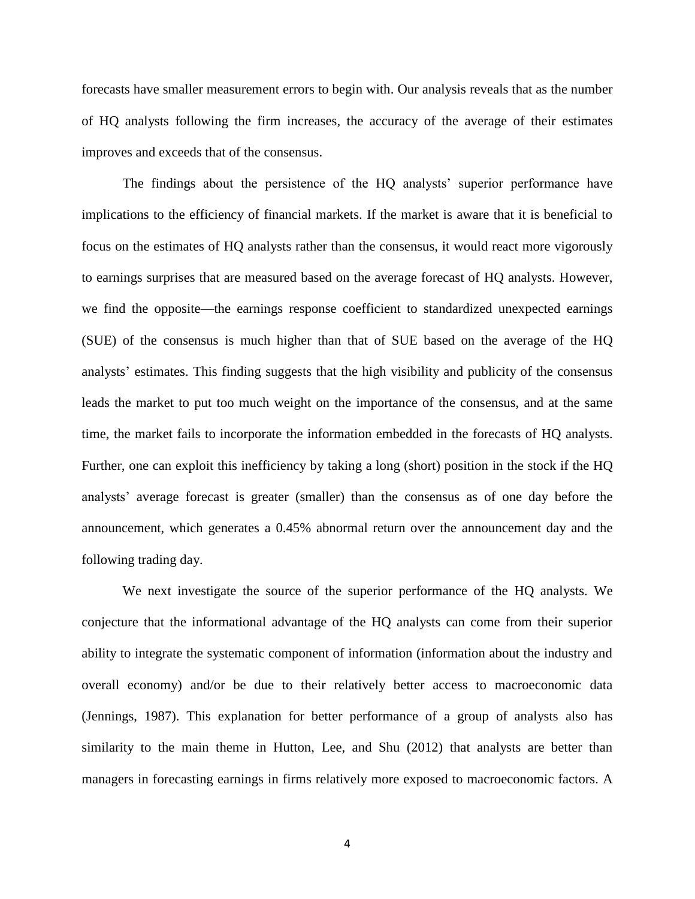forecasts have smaller measurement errors to begin with. Our analysis reveals that as the number of HQ analysts following the firm increases, the accuracy of the average of their estimates improves and exceeds that of the consensus.

The findings about the persistence of the HQ analysts' superior performance have implications to the efficiency of financial markets. If the market is aware that it is beneficial to focus on the estimates of HQ analysts rather than the consensus, it would react more vigorously to earnings surprises that are measured based on the average forecast of HQ analysts. However, we find the opposite—the earnings response coefficient to standardized unexpected earnings (SUE) of the consensus is much higher than that of SUE based on the average of the HQ analysts' estimates. This finding suggests that the high visibility and publicity of the consensus leads the market to put too much weight on the importance of the consensus, and at the same time, the market fails to incorporate the information embedded in the forecasts of HQ analysts. Further, one can exploit this inefficiency by taking a long (short) position in the stock if the HQ analysts' average forecast is greater (smaller) than the consensus as of one day before the announcement, which generates a 0.45% abnormal return over the announcement day and the following trading day.

We next investigate the source of the superior performance of the HQ analysts. We conjecture that the informational advantage of the HQ analysts can come from their superior ability to integrate the systematic component of information (information about the industry and overall economy) and/or be due to their relatively better access to macroeconomic data (Jennings, 1987). This explanation for better performance of a group of analysts also has similarity to the main theme in Hutton, Lee, and Shu (2012) that analysts are better than managers in forecasting earnings in firms relatively more exposed to macroeconomic factors. A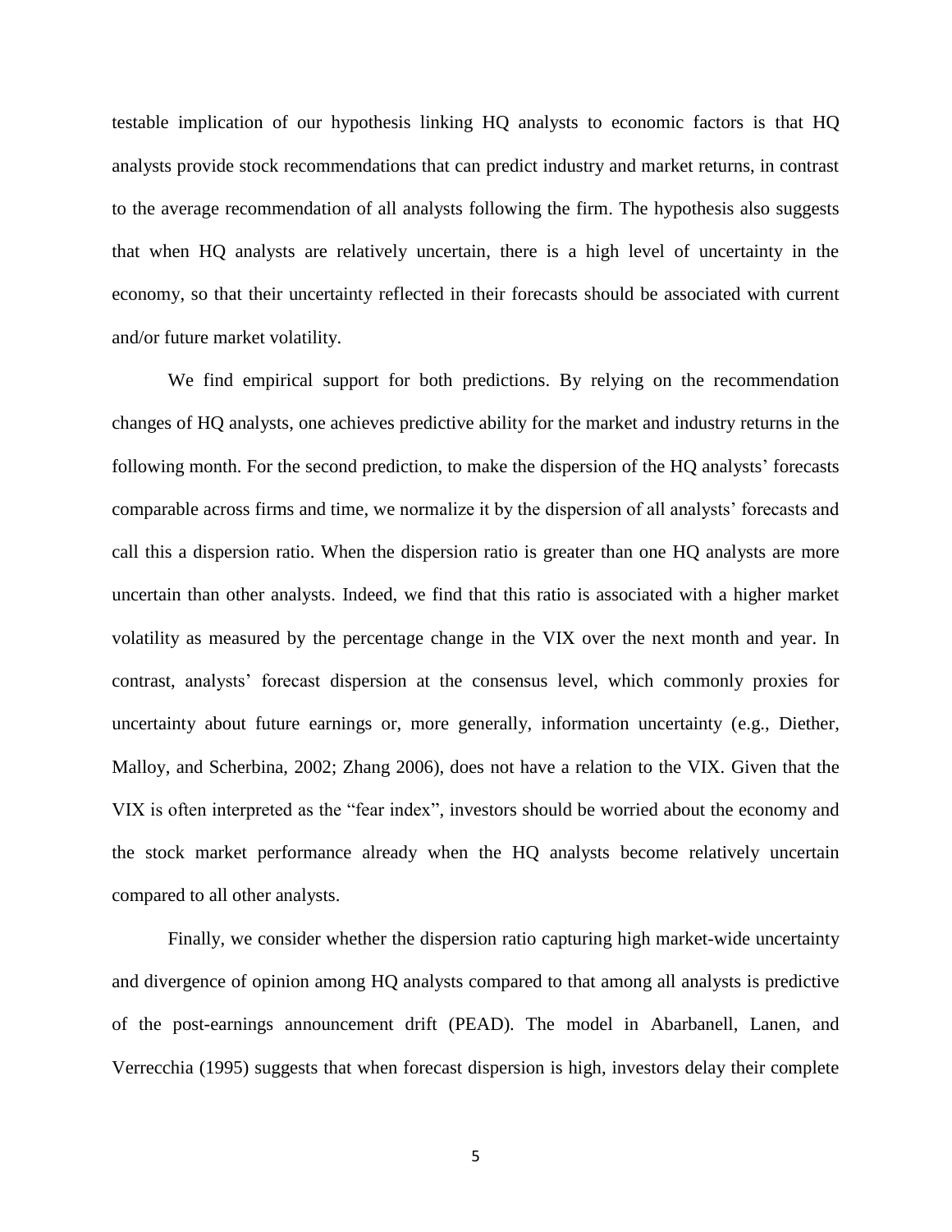testable implication of our hypothesis linking HQ analysts to economic factors is that HQ analysts provide stock recommendations that can predict industry and market returns, in contrast to the average recommendation of all analysts following the firm. The hypothesis also suggests that when HQ analysts are relatively uncertain, there is a high level of uncertainty in the economy, so that their uncertainty reflected in their forecasts should be associated with current and/or future market volatility.

We find empirical support for both predictions. By relying on the recommendation changes of HQ analysts, one achieves predictive ability for the market and industry returns in the following month. For the second prediction, to make the dispersion of the HQ analysts' forecasts comparable across firms and time, we normalize it by the dispersion of all analysts' forecasts and call this a dispersion ratio. When the dispersion ratio is greater than one HQ analysts are more uncertain than other analysts. Indeed, we find that this ratio is associated with a higher market volatility as measured by the percentage change in the VIX over the next month and year. In contrast, analysts' forecast dispersion at the consensus level, which commonly proxies for uncertainty about future earnings or, more generally, information uncertainty (e.g., Diether, Malloy, and Scherbina, 2002; Zhang 2006), does not have a relation to the VIX. Given that the VIX is often interpreted as the "fear index", investors should be worried about the economy and the stock market performance already when the HQ analysts become relatively uncertain compared to all other analysts.

Finally, we consider whether the dispersion ratio capturing high market-wide uncertainty and divergence of opinion among HQ analysts compared to that among all analysts is predictive of the post-earnings announcement drift (PEAD). The model in Abarbanell, Lanen, and Verrecchia (1995) suggests that when forecast dispersion is high, investors delay their complete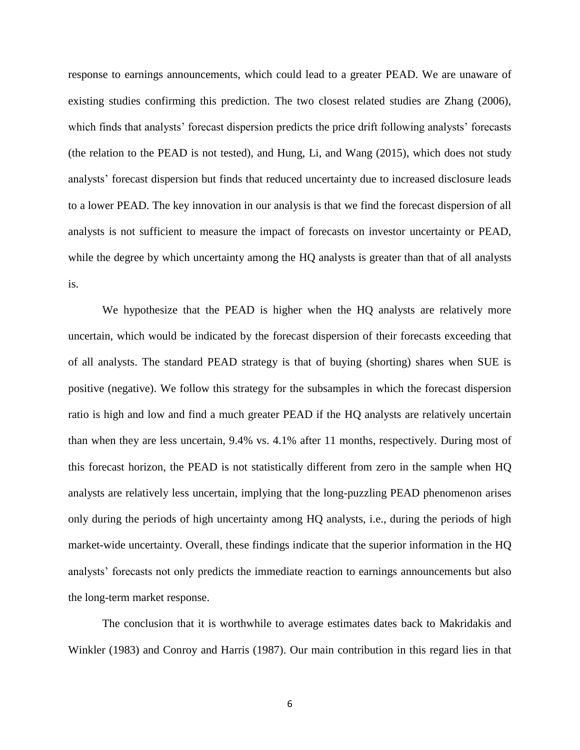response to earnings announcements, which could lead to a greater PEAD. We are unaware of existing studies confirming this prediction. The two closest related studies are Zhang (2006), which finds that analysts' forecast dispersion predicts the price drift following analysts' forecasts (the relation to the PEAD is not tested), and Hung, Li, and Wang (2015), which does not study analysts' forecast dispersion but finds that reduced uncertainty due to increased disclosure leads to a lower PEAD. The key innovation in our analysis is that we find the forecast dispersion of all analysts is not sufficient to measure the impact of forecasts on investor uncertainty or PEAD, while the degree by which uncertainty among the HQ analysts is greater than that of all analysts is.

We hypothesize that the PEAD is higher when the HQ analysts are relatively more uncertain, which would be indicated by the forecast dispersion of their forecasts exceeding that of all analysts. The standard PEAD strategy is that of buying (shorting) shares when SUE is positive (negative). We follow this strategy for the subsamples in which the forecast dispersion ratio is high and low and find a much greater PEAD if the HQ analysts are relatively uncertain than when they are less uncertain, 9.4% vs. 4.1% after 11 months, respectively. During most of this forecast horizon, the PEAD is not statistically different from zero in the sample when HQ analysts are relatively less uncertain, implying that the long-puzzling PEAD phenomenon arises only during the periods of high uncertainty among HQ analysts, i.e., during the periods of high market-wide uncertainty. Overall, these findings indicate that the superior information in the HQ analysts' forecasts not only predicts the immediate reaction to earnings announcements but also the long-term market response.

The conclusion that it is worthwhile to average estimates dates back to Makridakis and Winkler (1983) and Conroy and Harris (1987). Our main contribution in this regard lies in that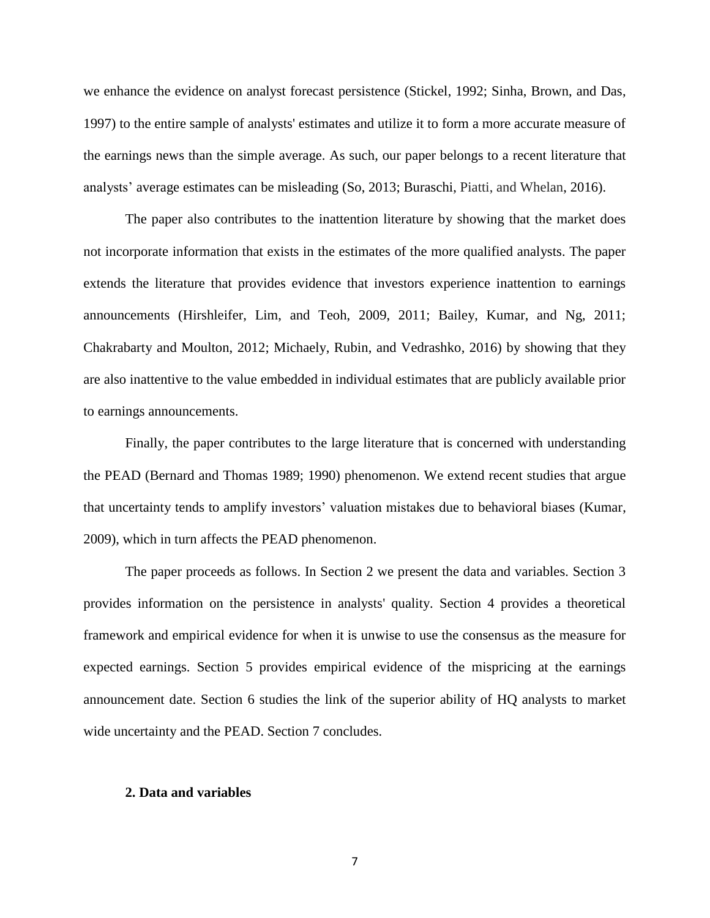we enhance the evidence on analyst forecast persistence (Stickel, 1992; Sinha, Brown, and Das, 1997) to the entire sample of analysts' estimates and utilize it to form a more accurate measure of the earnings news than the simple average. As such, our paper belongs to a recent literature that analysts' average estimates can be misleading (So, 2013; Buraschi, Piatti, and Whelan, 2016).

The paper also contributes to the inattention literature by showing that the market does not incorporate information that exists in the estimates of the more qualified analysts. The paper extends the literature that provides evidence that investors experience inattention to earnings announcements (Hirshleifer, Lim, and Teoh, 2009, 2011; Bailey, Kumar, and Ng, 2011; Chakrabarty and Moulton, 2012; Michaely, Rubin, and Vedrashko, 2016) by showing that they are also inattentive to the value embedded in individual estimates that are publicly available prior to earnings announcements.

Finally, the paper contributes to the large literature that is concerned with understanding the PEAD (Bernard and Thomas 1989; 1990) phenomenon. We extend recent studies that argue that uncertainty tends to amplify investors' valuation mistakes due to behavioral biases (Kumar, 2009), which in turn affects the PEAD phenomenon.

The paper proceeds as follows. In Section 2 we present the data and variables. Section 3 provides information on the persistence in analysts' quality. Section 4 provides a theoretical framework and empirical evidence for when it is unwise to use the consensus as the measure for expected earnings. Section 5 provides empirical evidence of the mispricing at the earnings announcement date. Section 6 studies the link of the superior ability of HQ analysts to market wide uncertainty and the PEAD. Section 7 concludes.

## 2. Data and variables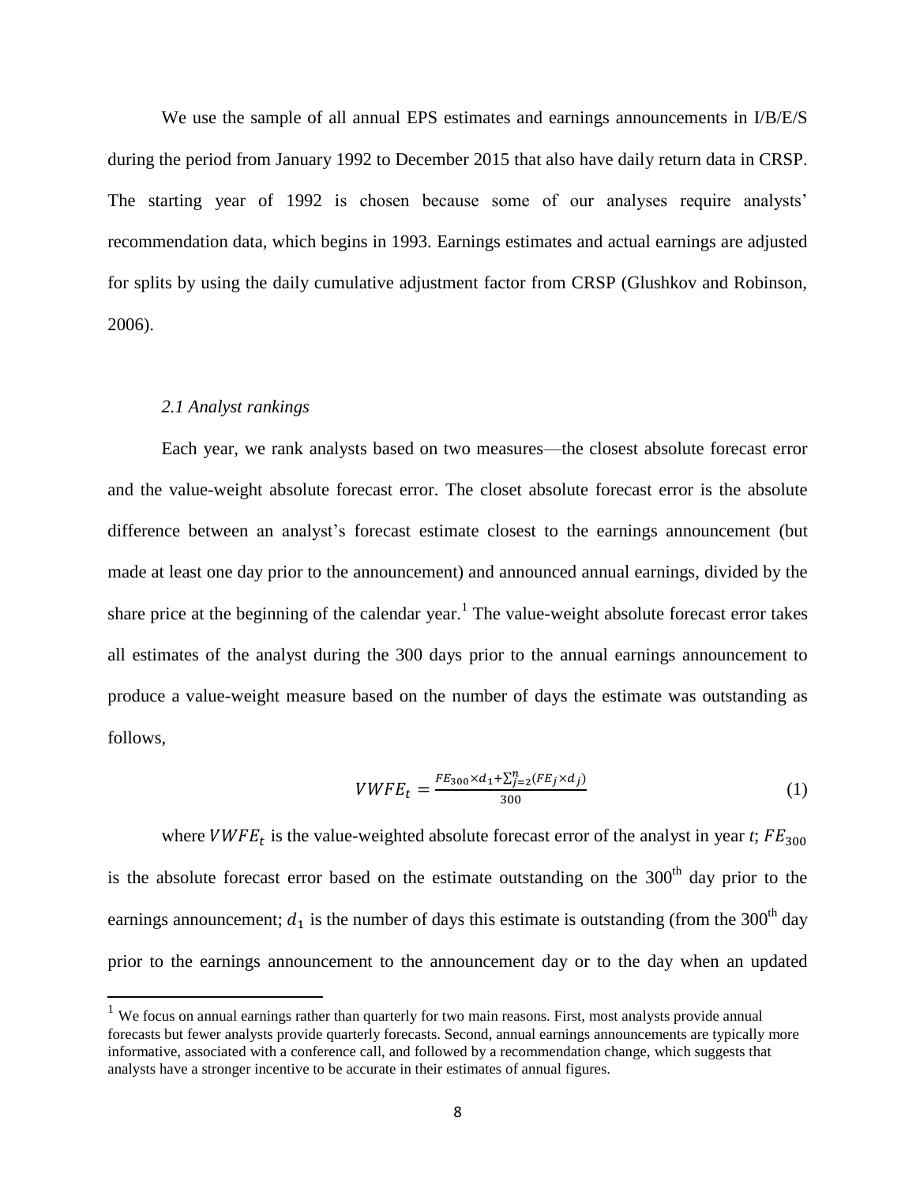We use the sample of all annual EPS estimates and earnings announcements in I/B/E/S during the period from January 1992 to December 2015 that also have daily return data in CRSP. The starting year of 1992 is chosen because some of our analyses require analysts' recommendation data, which begins in 1993. Earnings estimates and actual earnings are adjusted for splits by using the daily cumulative adjustment factor from CRSP (Glushkov and Robinson, 2006).

### *2.1 Analyst rankings*

Each year, we rank analysts based on two measures—the closest absolute forecast error and the value-weight absolute forecast error. The closet absolute forecast error is the absolute difference between an analyst's forecast estimate closest to the earnings announcement (but made at least one day prior to the announcement) and announced annual earnings, divided by the share price at the beginning of the calendar year.[1] The value-weight absolute forecast error takes all estimates of the analyst during the 300 days prior to the annual earnings announcement to produce a value-weight measure based on the number of days the estimate was outstanding as follows,

$$VWFE_t = \frac{FE_{300} \times d_1 + \sum_{j=2}^{n}(FE_j \times d_j)}{300} \tag{1}$$

where $VWFE_t$ is the value-weighted absolute forecast error of the analyst in year *t*; $FE_{300}$ is the absolute forecast error based on the estimate outstanding on the 300[th] day prior to the earnings announcement; $d_1$ is the number of days this estimate is outstanding (from the 300[th] day prior to the earnings announcement to the announcement day or to the day when an updated

---

[1] We focus on annual earnings rather than quarterly for two main reasons. First, most analysts provide annual forecasts but fewer analysts provide quarterly forecasts. Second, annual earnings announcements are typically more informative, associated with a conference call, and followed by a recommendation change, which suggests that analysts have a stronger incentive to be accurate in their estimates of annual figures.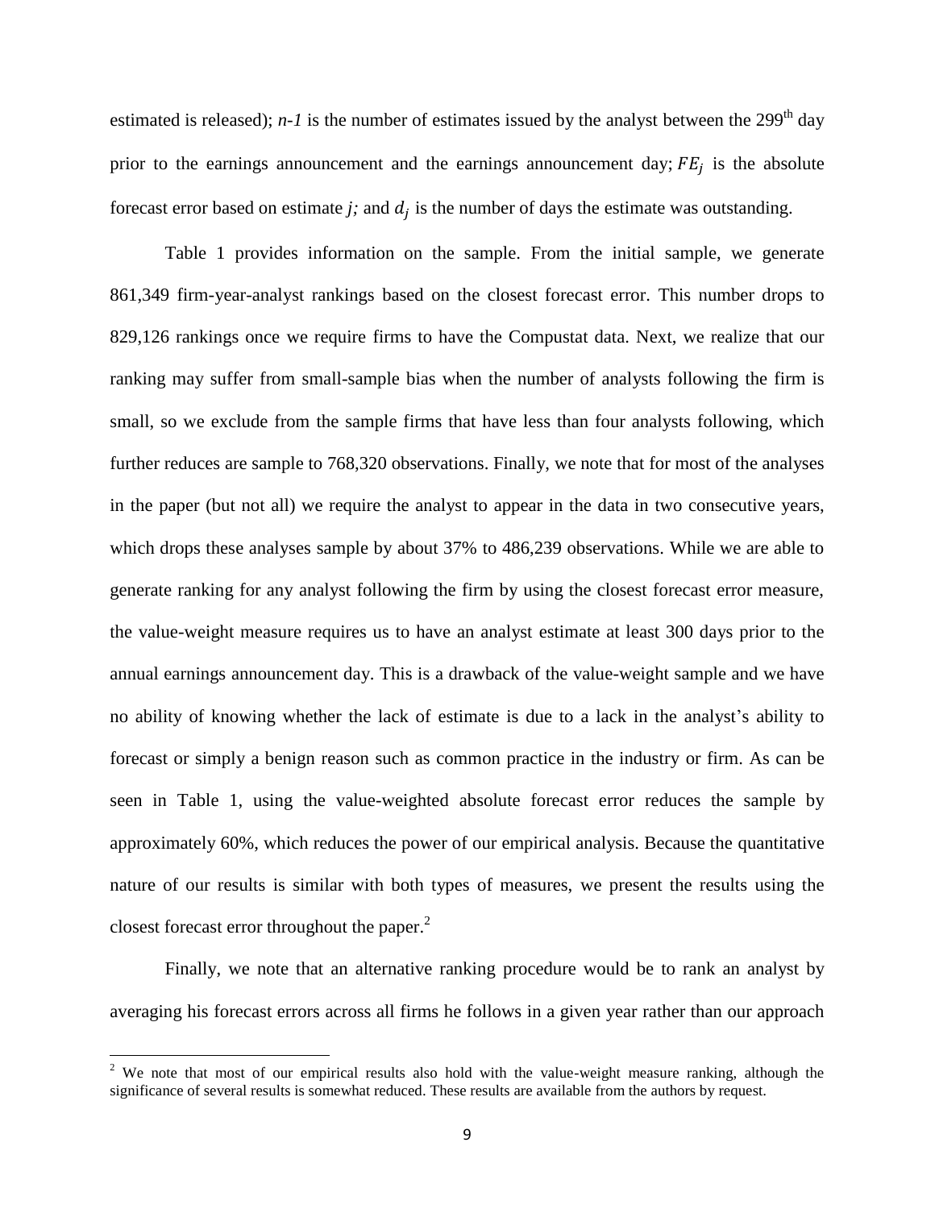estimated is released); *n-1* is the number of estimates issued by the analyst between the 299th day prior to the earnings announcement and the earnings announcement day; $FE_j$ is the absolute forecast error based on estimate *j;* and $d_j$ is the number of days the estimate was outstanding.

Table 1 provides information on the sample. From the initial sample, we generate 861,349 firm-year-analyst rankings based on the closest forecast error. This number drops to 829,126 rankings once we require firms to have the Compustat data. Next, we realize that our ranking may suffer from small-sample bias when the number of analysts following the firm is small, so we exclude from the sample firms that have less than four analysts following, which further reduces are sample to 768,320 observations. Finally, we note that for most of the analyses in the paper (but not all) we require the analyst to appear in the data in two consecutive years, which drops these analyses sample by about 37% to 486,239 observations. While we are able to generate ranking for any analyst following the firm by using the closest forecast error measure, the value-weight measure requires us to have an analyst estimate at least 300 days prior to the annual earnings announcement day. This is a drawback of the value-weight sample and we have no ability of knowing whether the lack of estimate is due to a lack in the analyst's ability to forecast or simply a benign reason such as common practice in the industry or firm. As can be seen in Table 1, using the value-weighted absolute forecast error reduces the sample by approximately 60%, which reduces the power of our empirical analysis. Because the quantitative nature of our results is similar with both types of measures, we present the results using the closest forecast error throughout the paper.[2]

Finally, we note that an alternative ranking procedure would be to rank an analyst by averaging his forecast errors across all firms he follows in a given year rather than our approach

[2] We note that most of our empirical results also hold with the value-weight measure ranking, although the significance of several results is somewhat reduced. These results are available from the authors by request.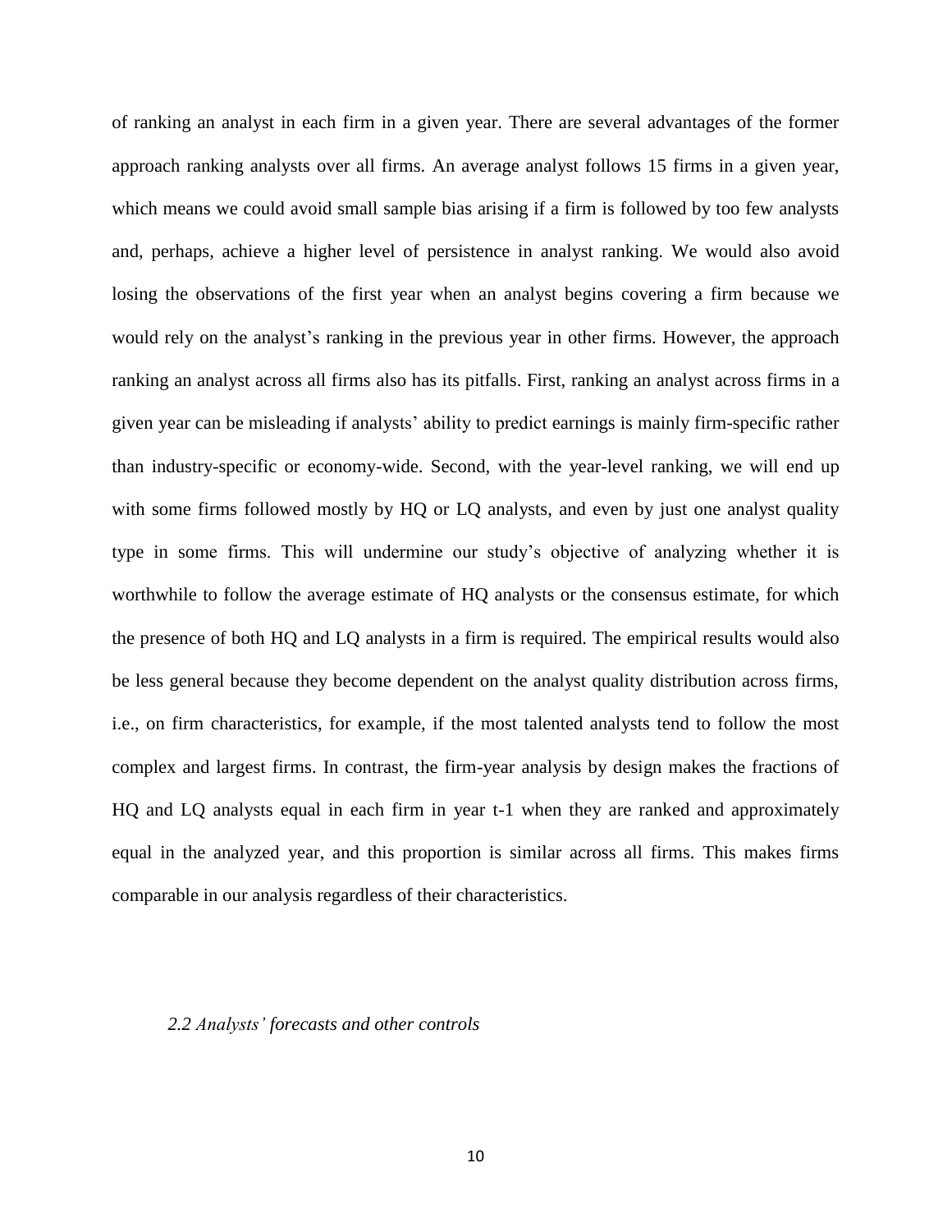of ranking an analyst in each firm in a given year. There are several advantages of the former approach ranking analysts over all firms. An average analyst follows 15 firms in a given year, which means we could avoid small sample bias arising if a firm is followed by too few analysts and, perhaps, achieve a higher level of persistence in analyst ranking. We would also avoid losing the observations of the first year when an analyst begins covering a firm because we would rely on the analyst's ranking in the previous year in other firms. However, the approach ranking an analyst across all firms also has its pitfalls. First, ranking an analyst across firms in a given year can be misleading if analysts' ability to predict earnings is mainly firm-specific rather than industry-specific or economy-wide. Second, with the year-level ranking, we will end up with some firms followed mostly by HQ or LQ analysts, and even by just one analyst quality type in some firms. This will undermine our study's objective of analyzing whether it is worthwhile to follow the average estimate of HQ analysts or the consensus estimate, for which the presence of both HQ and LQ analysts in a firm is required. The empirical results would also be less general because they become dependent on the analyst quality distribution across firms, i.e., on firm characteristics, for example, if the most talented analysts tend to follow the most complex and largest firms. In contrast, the firm-year analysis by design makes the fractions of HQ and LQ analysts equal in each firm in year t-1 when they are ranked and approximately equal in the analyzed year, and this proportion is similar across all firms. This makes firms comparable in our analysis regardless of their characteristics.

### *2.2 Analysts' forecasts and other controls*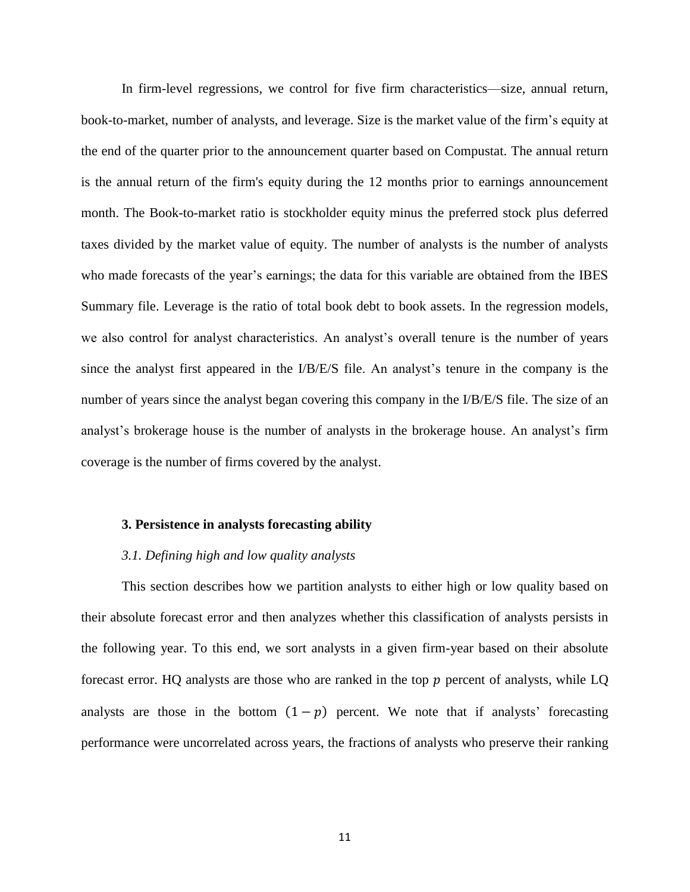In firm-level regressions, we control for five firm characteristics—size, annual return, book-to-market, number of analysts, and leverage. Size is the market value of the firm's equity at the end of the quarter prior to the announcement quarter based on Compustat. The annual return is the annual return of the firm's equity during the 12 months prior to earnings announcement month. The Book-to-market ratio is stockholder equity minus the preferred stock plus deferred taxes divided by the market value of equity. The number of analysts is the number of analysts who made forecasts of the year's earnings; the data for this variable are obtained from the IBES Summary file. Leverage is the ratio of total book debt to book assets. In the regression models, we also control for analyst characteristics. An analyst's overall tenure is the number of years since the analyst first appeared in the I/B/E/S file. An analyst's tenure in the company is the number of years since the analyst began covering this company in the I/B/E/S file. The size of an analyst's brokerage house is the number of analysts in the brokerage house. An analyst's firm coverage is the number of firms covered by the analyst.

### 3. Persistence in analysts forecasting ability

#### *3.1. Defining high and low quality analysts*

This section describes how we partition analysts to either high or low quality based on their absolute forecast error and then analyzes whether this classification of analysts persists in the following year. To this end, we sort analysts in a given firm-year based on their absolute forecast error. HQ analysts are those who are ranked in the top $p$ percent of analysts, while LQ analysts are those in the bottom $(1 - p)$ percent. We note that if analysts' forecasting performance were uncorrelated across years, the fractions of analysts who preserve their ranking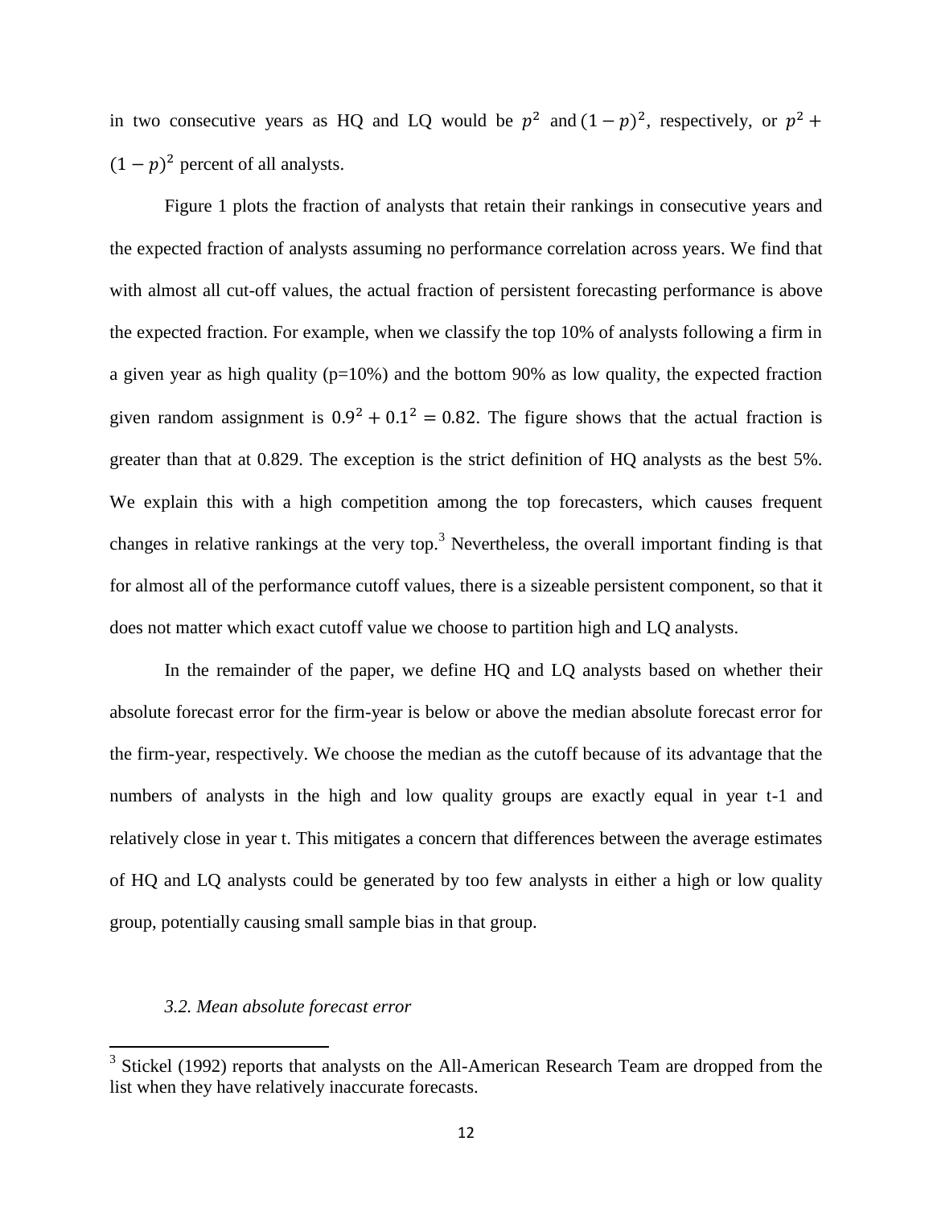in two consecutive years as HQ and LQ would be $p^2$ and $(1-p)^2$, respectively, or $p^2 + (1-p)^2$ percent of all analysts.

Figure 1 plots the fraction of analysts that retain their rankings in consecutive years and the expected fraction of analysts assuming no performance correlation across years. We find that with almost all cut-off values, the actual fraction of persistent forecasting performance is above the expected fraction. For example, when we classify the top 10% of analysts following a firm in a given year as high quality (p=10%) and the bottom 90% as low quality, the expected fraction given random assignment is $0.9^2 + 0.1^2 = 0.82$. The figure shows that the actual fraction is greater than that at 0.829. The exception is the strict definition of HQ analysts as the best 5%. We explain this with a high competition among the top forecasters, which causes frequent changes in relative rankings at the very top.[3] Nevertheless, the overall important finding is that for almost all of the performance cutoff values, there is a sizeable persistent component, so that it does not matter which exact cutoff value we choose to partition high and LQ analysts.

In the remainder of the paper, we define HQ and LQ analysts based on whether their absolute forecast error for the firm-year is below or above the median absolute forecast error for the firm-year, respectively. We choose the median as the cutoff because of its advantage that the numbers of analysts in the high and low quality groups are exactly equal in year t-1 and relatively close in year t. This mitigates a concern that differences between the average estimates of HQ and LQ analysts could be generated by too few analysts in either a high or low quality group, potentially causing small sample bias in that group.

### *3.2. Mean absolute forecast error*

[3] Stickel (1992) reports that analysts on the All-American Research Team are dropped from the list when they have relatively inaccurate forecasts.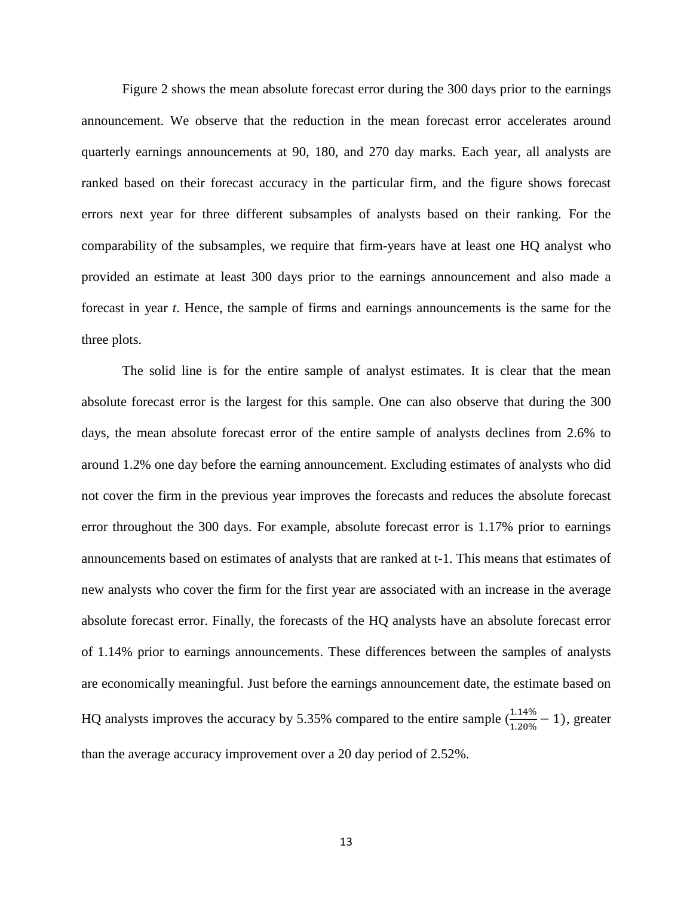Figure 2 shows the mean absolute forecast error during the 300 days prior to the earnings announcement. We observe that the reduction in the mean forecast error accelerates around quarterly earnings announcements at 90, 180, and 270 day marks. Each year, all analysts are ranked based on their forecast accuracy in the particular firm, and the figure shows forecast errors next year for three different subsamples of analysts based on their ranking. For the comparability of the subsamples, we require that firm-years have at least one HQ analyst who provided an estimate at least 300 days prior to the earnings announcement and also made a forecast in year *t*. Hence, the sample of firms and earnings announcements is the same for the three plots.

The solid line is for the entire sample of analyst estimates. It is clear that the mean absolute forecast error is the largest for this sample. One can also observe that during the 300 days, the mean absolute forecast error of the entire sample of analysts declines from 2.6% to around 1.2% one day before the earning announcement. Excluding estimates of analysts who did not cover the firm in the previous year improves the forecasts and reduces the absolute forecast error throughout the 300 days. For example, absolute forecast error is 1.17% prior to earnings announcements based on estimates of analysts that are ranked at t-1. This means that estimates of new analysts who cover the firm for the first year are associated with an increase in the average absolute forecast error. Finally, the forecasts of the HQ analysts have an absolute forecast error of 1.14% prior to earnings announcements. These differences between the samples of analysts are economically meaningful. Just before the earnings announcement date, the estimate based on HQ analysts improves the accuracy by 5.35% compared to the entire sample ($\frac{1.14\%}{1.20\%} - 1$), greater than the average accuracy improvement over a 20 day period of 2.52%.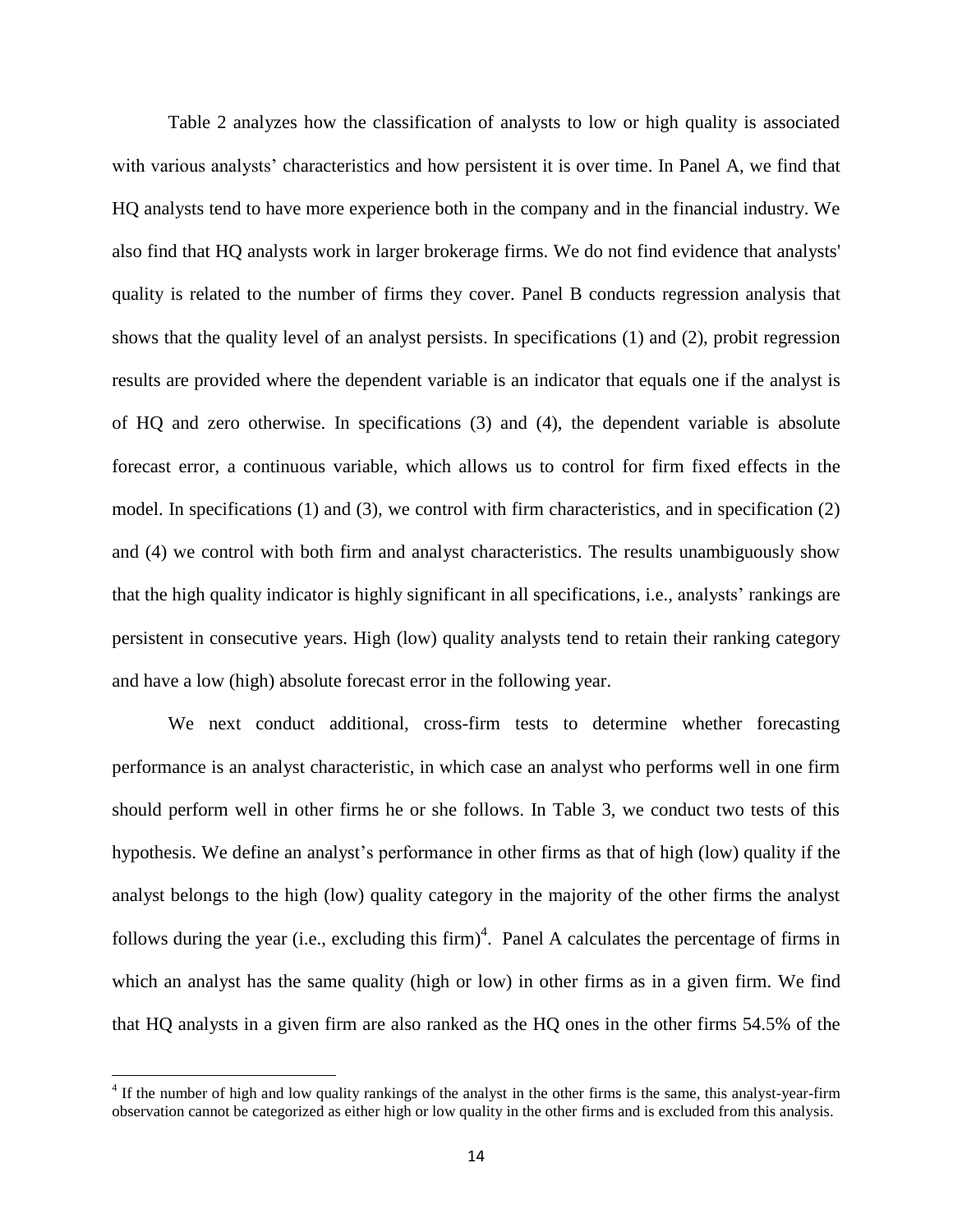Table 2 analyzes how the classification of analysts to low or high quality is associated with various analysts' characteristics and how persistent it is over time. In Panel A, we find that HQ analysts tend to have more experience both in the company and in the financial industry. We also find that HQ analysts work in larger brokerage firms. We do not find evidence that analysts' quality is related to the number of firms they cover. Panel B conducts regression analysis that shows that the quality level of an analyst persists. In specifications (1) and (2), probit regression results are provided where the dependent variable is an indicator that equals one if the analyst is of HQ and zero otherwise. In specifications (3) and (4), the dependent variable is absolute forecast error, a continuous variable, which allows us to control for firm fixed effects in the model. In specifications (1) and (3), we control with firm characteristics, and in specification (2) and (4) we control with both firm and analyst characteristics. The results unambiguously show that the high quality indicator is highly significant in all specifications, i.e., analysts' rankings are persistent in consecutive years. High (low) quality analysts tend to retain their ranking category and have a low (high) absolute forecast error in the following year.

We next conduct additional, cross-firm tests to determine whether forecasting performance is an analyst characteristic, in which case an analyst who performs well in one firm should perform well in other firms he or she follows. In Table 3, we conduct two tests of this hypothesis. We define an analyst's performance in other firms as that of high (low) quality if the analyst belongs to the high (low) quality category in the majority of the other firms the analyst follows during the year (i.e., excluding this firm)[4]. Panel A calculates the percentage of firms in which an analyst has the same quality (high or low) in other firms as in a given firm. We find that HQ analysts in a given firm are also ranked as the HQ ones in the other firms 54.5% of the

[4] If the number of high and low quality rankings of the analyst in the other firms is the same, this analyst-year-firm observation cannot be categorized as either high or low quality in the other firms and is excluded from this analysis.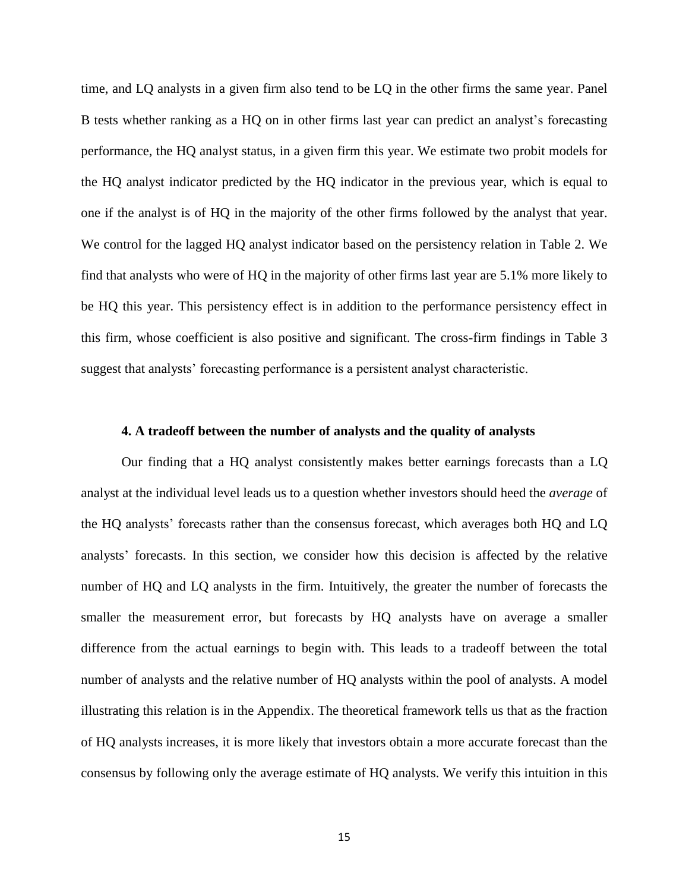time, and LQ analysts in a given firm also tend to be LQ in the other firms the same year. Panel B tests whether ranking as a HQ on in other firms last year can predict an analyst's forecasting performance, the HQ analyst status, in a given firm this year. We estimate two probit models for the HQ analyst indicator predicted by the HQ indicator in the previous year, which is equal to one if the analyst is of HQ in the majority of the other firms followed by the analyst that year. We control for the lagged HQ analyst indicator based on the persistency relation in Table 2. We find that analysts who were of HQ in the majority of other firms last year are 5.1% more likely to be HQ this year. This persistency effect is in addition to the performance persistency effect in this firm, whose coefficient is also positive and significant. The cross-firm findings in Table 3 suggest that analysts' forecasting performance is a persistent analyst characteristic.

### 4. A tradeoff between the number of analysts and the quality of analysts

Our finding that a HQ analyst consistently makes better earnings forecasts than a LQ analyst at the individual level leads us to a question whether investors should heed the *average* of the HQ analysts' forecasts rather than the consensus forecast, which averages both HQ and LQ analysts' forecasts. In this section, we consider how this decision is affected by the relative number of HQ and LQ analysts in the firm. Intuitively, the greater the number of forecasts the smaller the measurement error, but forecasts by HQ analysts have on average a smaller difference from the actual earnings to begin with. This leads to a tradeoff between the total number of analysts and the relative number of HQ analysts within the pool of analysts. A model illustrating this relation is in the Appendix. The theoretical framework tells us that as the fraction of HQ analysts increases, it is more likely that investors obtain a more accurate forecast than the consensus by following only the average estimate of HQ analysts. We verify this intuition in this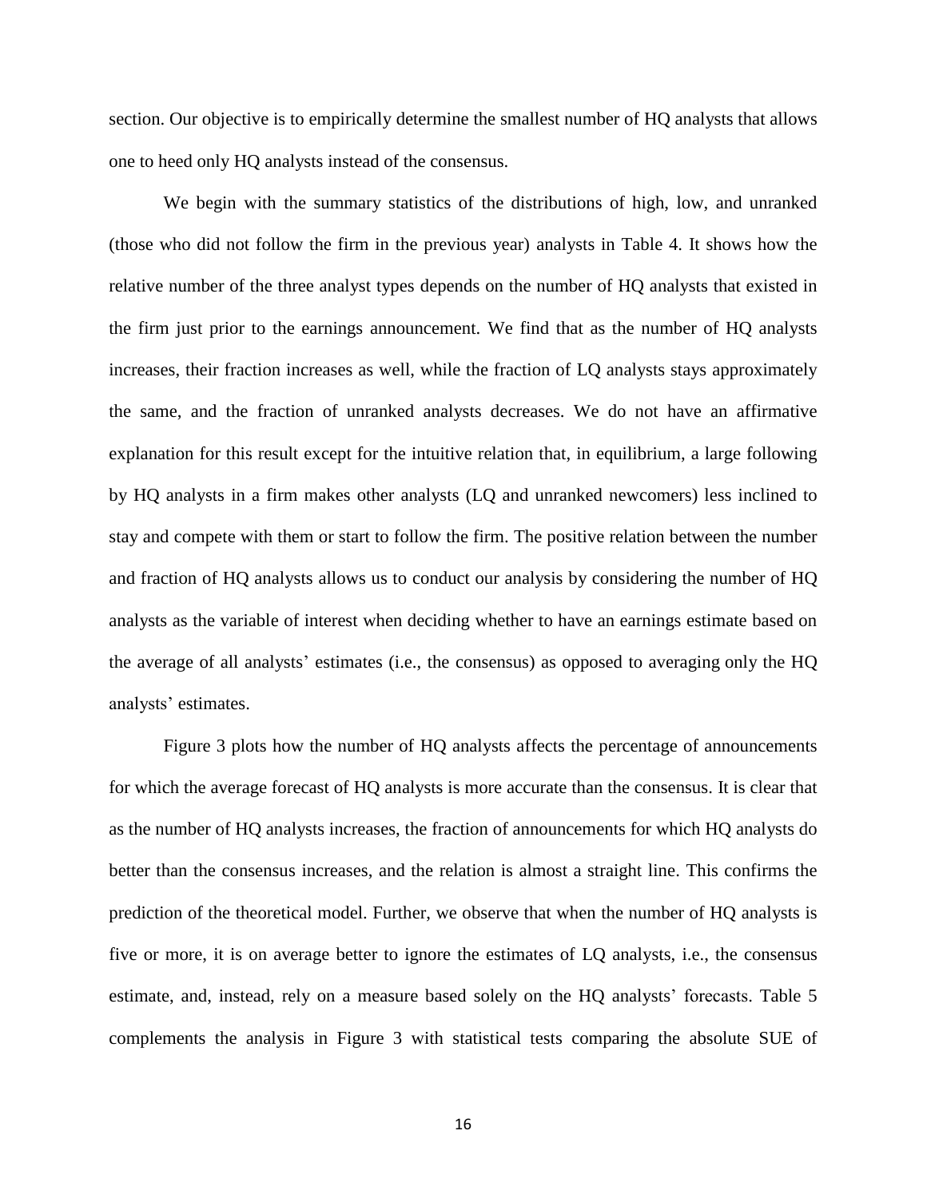section. Our objective is to empirically determine the smallest number of HQ analysts that allows one to heed only HQ analysts instead of the consensus.

We begin with the summary statistics of the distributions of high, low, and unranked (those who did not follow the firm in the previous year) analysts in Table 4. It shows how the relative number of the three analyst types depends on the number of HQ analysts that existed in the firm just prior to the earnings announcement. We find that as the number of HQ analysts increases, their fraction increases as well, while the fraction of LQ analysts stays approximately the same, and the fraction of unranked analysts decreases. We do not have an affirmative explanation for this result except for the intuitive relation that, in equilibrium, a large following by HQ analysts in a firm makes other analysts (LQ and unranked newcomers) less inclined to stay and compete with them or start to follow the firm. The positive relation between the number and fraction of HQ analysts allows us to conduct our analysis by considering the number of HQ analysts as the variable of interest when deciding whether to have an earnings estimate based on the average of all analysts' estimates (i.e., the consensus) as opposed to averaging only the HQ analysts' estimates.

Figure 3 plots how the number of HQ analysts affects the percentage of announcements for which the average forecast of HQ analysts is more accurate than the consensus. It is clear that as the number of HQ analysts increases, the fraction of announcements for which HQ analysts do better than the consensus increases, and the relation is almost a straight line. This confirms the prediction of the theoretical model. Further, we observe that when the number of HQ analysts is five or more, it is on average better to ignore the estimates of LQ analysts, i.e., the consensus estimate, and, instead, rely on a measure based solely on the HQ analysts' forecasts. Table 5 complements the analysis in Figure 3 with statistical tests comparing the absolute SUE of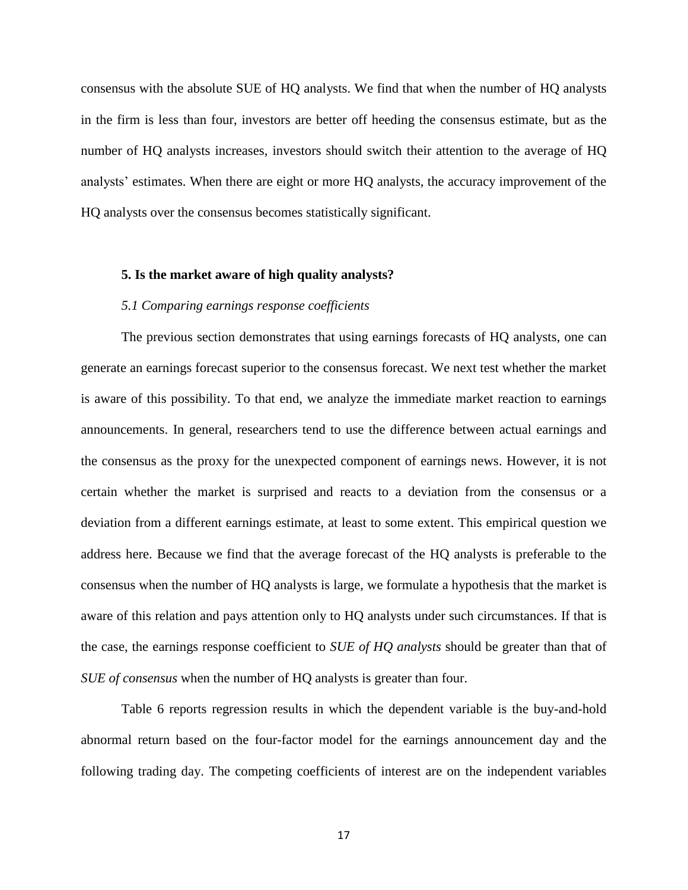consensus with the absolute SUE of HQ analysts. We find that when the number of HQ analysts in the firm is less than four, investors are better off heeding the consensus estimate, but as the number of HQ analysts increases, investors should switch their attention to the average of HQ analysts' estimates. When there are eight or more HQ analysts, the accuracy improvement of the HQ analysts over the consensus becomes statistically significant.

## 5. Is the market aware of high quality analysts?

### *5.1 Comparing earnings response coefficients*

The previous section demonstrates that using earnings forecasts of HQ analysts, one can generate an earnings forecast superior to the consensus forecast. We next test whether the market is aware of this possibility. To that end, we analyze the immediate market reaction to earnings announcements. In general, researchers tend to use the difference between actual earnings and the consensus as the proxy for the unexpected component of earnings news. However, it is not certain whether the market is surprised and reacts to a deviation from the consensus or a deviation from a different earnings estimate, at least to some extent. This empirical question we address here. Because we find that the average forecast of the HQ analysts is preferable to the consensus when the number of HQ analysts is large, we formulate a hypothesis that the market is aware of this relation and pays attention only to HQ analysts under such circumstances. If that is the case, the earnings response coefficient to *SUE of HQ analysts* should be greater than that of *SUE of consensus* when the number of HQ analysts is greater than four.

Table 6 reports regression results in which the dependent variable is the buy-and-hold abnormal return based on the four-factor model for the earnings announcement day and the following trading day. The competing coefficients of interest are on the independent variables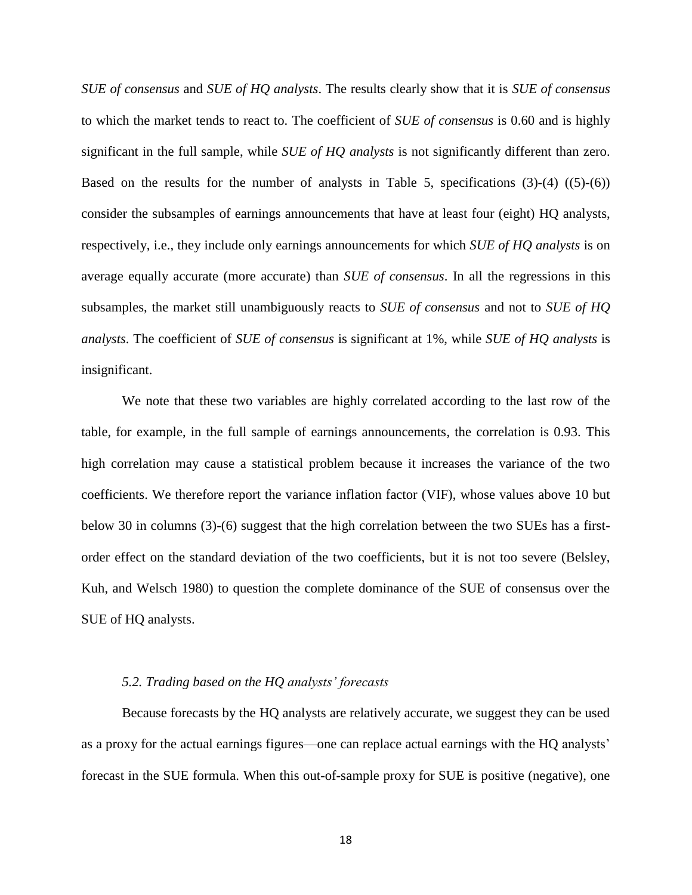*SUE of consensus* and *SUE of HQ analysts*. The results clearly show that it is *SUE of consensus* to which the market tends to react to. The coefficient of *SUE of consensus* is 0.60 and is highly significant in the full sample, while *SUE of HQ analysts* is not significantly different than zero. Based on the results for the number of analysts in Table 5, specifications (3)-(4) ((5)-(6)) consider the subsamples of earnings announcements that have at least four (eight) HQ analysts, respectively, i.e., they include only earnings announcements for which *SUE of HQ analysts* is on average equally accurate (more accurate) than *SUE of consensus*. In all the regressions in this subsamples, the market still unambiguously reacts to *SUE of consensus* and not to *SUE of HQ analysts*. The coefficient of *SUE of consensus* is significant at 1%, while *SUE of HQ analysts* is insignificant.

We note that these two variables are highly correlated according to the last row of the table, for example, in the full sample of earnings announcements, the correlation is 0.93. This high correlation may cause a statistical problem because it increases the variance of the two coefficients. We therefore report the variance inflation factor (VIF), whose values above 10 but below 30 in columns (3)-(6) suggest that the high correlation between the two SUEs has a first-order effect on the standard deviation of the two coefficients, but it is not too severe (Belsley, Kuh, and Welsch 1980) to question the complete dominance of the SUE of consensus over the SUE of HQ analysts.

### *5.2. Trading based on the HQ analysts' forecasts*

Because forecasts by the HQ analysts are relatively accurate, we suggest they can be used as a proxy for the actual earnings figures—one can replace actual earnings with the HQ analysts' forecast in the SUE formula. When this out-of-sample proxy for SUE is positive (negative), one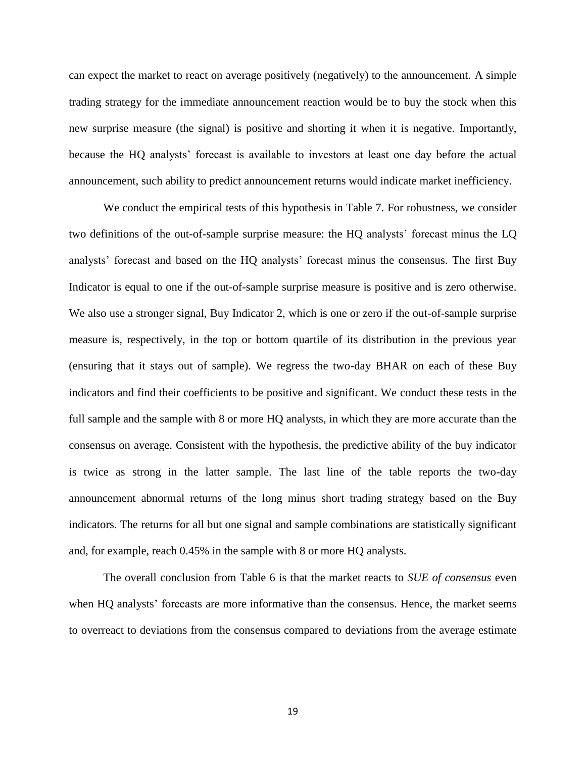can expect the market to react on average positively (negatively) to the announcement. A simple trading strategy for the immediate announcement reaction would be to buy the stock when this new surprise measure (the signal) is positive and shorting it when it is negative. Importantly, because the HQ analysts' forecast is available to investors at least one day before the actual announcement, such ability to predict announcement returns would indicate market inefficiency.

We conduct the empirical tests of this hypothesis in Table 7. For robustness, we consider two definitions of the out-of-sample surprise measure: the HQ analysts' forecast minus the LQ analysts' forecast and based on the HQ analysts' forecast minus the consensus. The first Buy Indicator is equal to one if the out-of-sample surprise measure is positive and is zero otherwise. We also use a stronger signal, Buy Indicator 2, which is one or zero if the out-of-sample surprise measure is, respectively, in the top or bottom quartile of its distribution in the previous year (ensuring that it stays out of sample). We regress the two-day BHAR on each of these Buy indicators and find their coefficients to be positive and significant. We conduct these tests in the full sample and the sample with 8 or more HQ analysts, in which they are more accurate than the consensus on average. Consistent with the hypothesis, the predictive ability of the buy indicator is twice as strong in the latter sample. The last line of the table reports the two-day announcement abnormal returns of the long minus short trading strategy based on the Buy indicators. The returns for all but one signal and sample combinations are statistically significant and, for example, reach 0.45% in the sample with 8 or more HQ analysts.

The overall conclusion from Table 6 is that the market reacts to *SUE of consensus* even when HQ analysts' forecasts are more informative than the consensus. Hence, the market seems to overreact to deviations from the consensus compared to deviations from the average estimate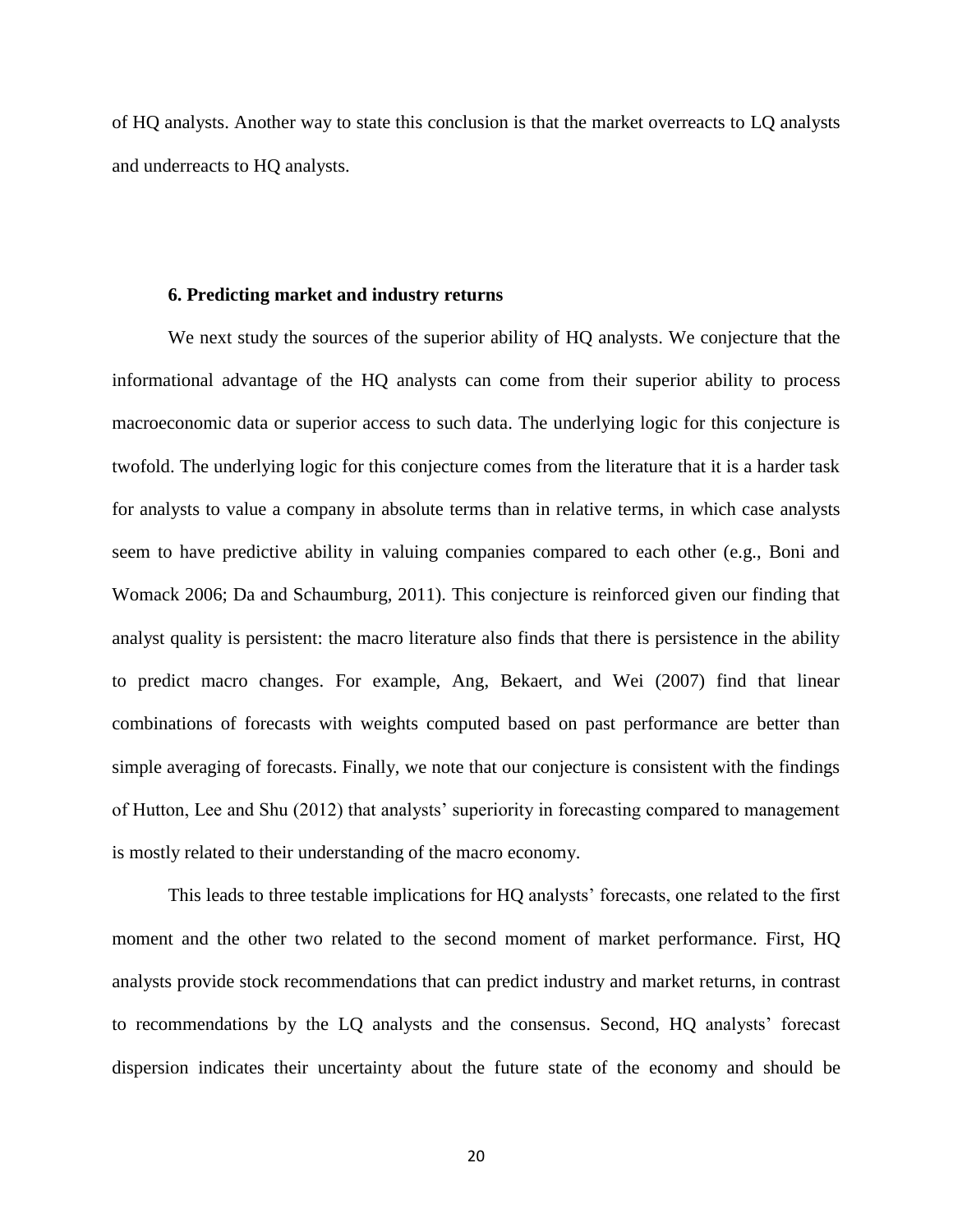of HQ analysts. Another way to state this conclusion is that the market overreacts to LQ analysts and underreacts to HQ analysts.

## 6. Predicting market and industry returns

We next study the sources of the superior ability of HQ analysts. We conjecture that the informational advantage of the HQ analysts can come from their superior ability to process macroeconomic data or superior access to such data. The underlying logic for this conjecture is twofold. The underlying logic for this conjecture comes from the literature that it is a harder task for analysts to value a company in absolute terms than in relative terms, in which case analysts seem to have predictive ability in valuing companies compared to each other (e.g., Boni and Womack 2006; Da and Schaumburg, 2011). This conjecture is reinforced given our finding that analyst quality is persistent: the macro literature also finds that there is persistence in the ability to predict macro changes. For example, Ang, Bekaert, and Wei (2007) find that linear combinations of forecasts with weights computed based on past performance are better than simple averaging of forecasts. Finally, we note that our conjecture is consistent with the findings of Hutton, Lee and Shu (2012) that analysts' superiority in forecasting compared to management is mostly related to their understanding of the macro economy.

This leads to three testable implications for HQ analysts' forecasts, one related to the first moment and the other two related to the second moment of market performance. First, HQ analysts provide stock recommendations that can predict industry and market returns, in contrast to recommendations by the LQ analysts and the consensus. Second, HQ analysts' forecast dispersion indicates their uncertainty about the future state of the economy and should be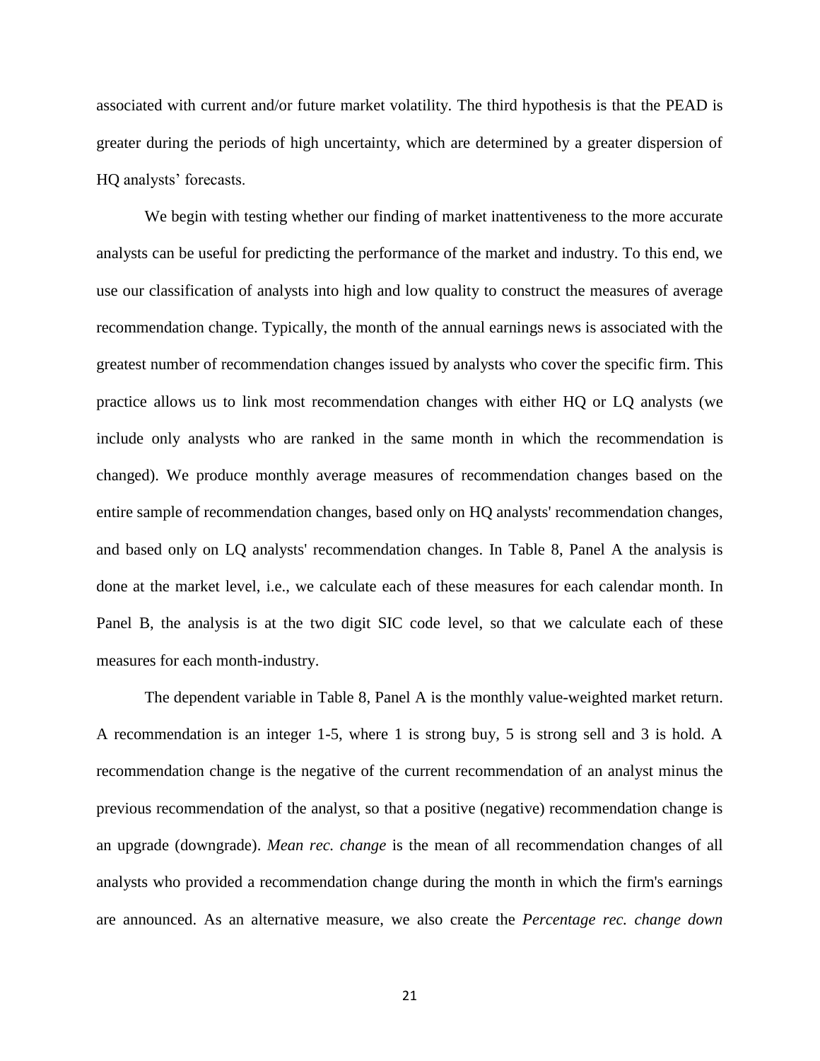associated with current and/or future market volatility. The third hypothesis is that the PEAD is greater during the periods of high uncertainty, which are determined by a greater dispersion of HQ analysts' forecasts.

We begin with testing whether our finding of market inattentiveness to the more accurate analysts can be useful for predicting the performance of the market and industry. To this end, we use our classification of analysts into high and low quality to construct the measures of average recommendation change. Typically, the month of the annual earnings news is associated with the greatest number of recommendation changes issued by analysts who cover the specific firm. This practice allows us to link most recommendation changes with either HQ or LQ analysts (we include only analysts who are ranked in the same month in which the recommendation is changed). We produce monthly average measures of recommendation changes based on the entire sample of recommendation changes, based only on HQ analysts' recommendation changes, and based only on LQ analysts' recommendation changes. In Table 8, Panel A the analysis is done at the market level, i.e., we calculate each of these measures for each calendar month. In Panel B, the analysis is at the two digit SIC code level, so that we calculate each of these measures for each month-industry.

The dependent variable in Table 8, Panel A is the monthly value-weighted market return. A recommendation is an integer 1-5, where 1 is strong buy, 5 is strong sell and 3 is hold. A recommendation change is the negative of the current recommendation of an analyst minus the previous recommendation of the analyst, so that a positive (negative) recommendation change is an upgrade (downgrade). *Mean rec. change* is the mean of all recommendation changes of all analysts who provided a recommendation change during the month in which the firm's earnings are announced. As an alternative measure, we also create the *Percentage rec. change down*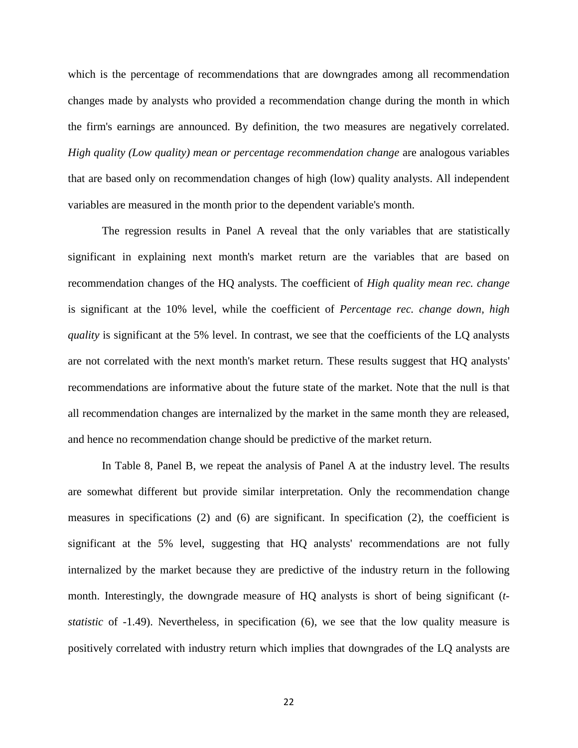which is the percentage of recommendations that are downgrades among all recommendation changes made by analysts who provided a recommendation change during the month in which the firm's earnings are announced. By definition, the two measures are negatively correlated. *High quality (Low quality) mean or percentage recommendation change* are analogous variables that are based only on recommendation changes of high (low) quality analysts. All independent variables are measured in the month prior to the dependent variable's month.

The regression results in Panel A reveal that the only variables that are statistically significant in explaining next month's market return are the variables that are based on recommendation changes of the HQ analysts. The coefficient of *High quality mean rec. change* is significant at the 10% level, while the coefficient of *Percentage rec. change down, high quality* is significant at the 5% level. In contrast, we see that the coefficients of the LQ analysts are not correlated with the next month's market return. These results suggest that HQ analysts' recommendations are informative about the future state of the market. Note that the null is that all recommendation changes are internalized by the market in the same month they are released, and hence no recommendation change should be predictive of the market return.

In Table 8, Panel B, we repeat the analysis of Panel A at the industry level. The results are somewhat different but provide similar interpretation. Only the recommendation change measures in specifications (2) and (6) are significant. In specification (2), the coefficient is significant at the 5% level, suggesting that HQ analysts' recommendations are not fully internalized by the market because they are predictive of the industry return in the following month. Interestingly, the downgrade measure of HQ analysts is short of being significant (*t-statistic* of -1.49). Nevertheless, in specification (6), we see that the low quality measure is positively correlated with industry return which implies that downgrades of the LQ analysts are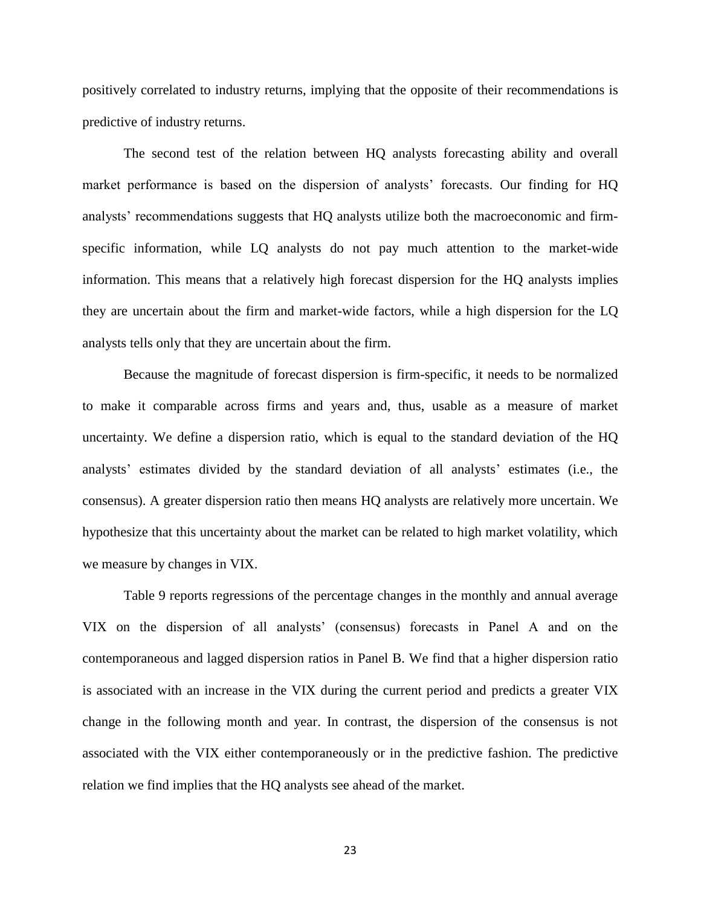positively correlated to industry returns, implying that the opposite of their recommendations is predictive of industry returns.

The second test of the relation between HQ analysts forecasting ability and overall market performance is based on the dispersion of analysts' forecasts. Our finding for HQ analysts' recommendations suggests that HQ analysts utilize both the macroeconomic and firm-specific information, while LQ analysts do not pay much attention to the market-wide information. This means that a relatively high forecast dispersion for the HQ analysts implies they are uncertain about the firm and market-wide factors, while a high dispersion for the LQ analysts tells only that they are uncertain about the firm.

Because the magnitude of forecast dispersion is firm-specific, it needs to be normalized to make it comparable across firms and years and, thus, usable as a measure of market uncertainty. We define a dispersion ratio, which is equal to the standard deviation of the HQ analysts' estimates divided by the standard deviation of all analysts' estimates (i.e., the consensus). A greater dispersion ratio then means HQ analysts are relatively more uncertain. We hypothesize that this uncertainty about the market can be related to high market volatility, which we measure by changes in VIX.

Table 9 reports regressions of the percentage changes in the monthly and annual average VIX on the dispersion of all analysts' (consensus) forecasts in Panel A and on the contemporaneous and lagged dispersion ratios in Panel B. We find that a higher dispersion ratio is associated with an increase in the VIX during the current period and predicts a greater VIX change in the following month and year. In contrast, the dispersion of the consensus is not associated with the VIX either contemporaneously or in the predictive fashion. The predictive relation we find implies that the HQ analysts see ahead of the market.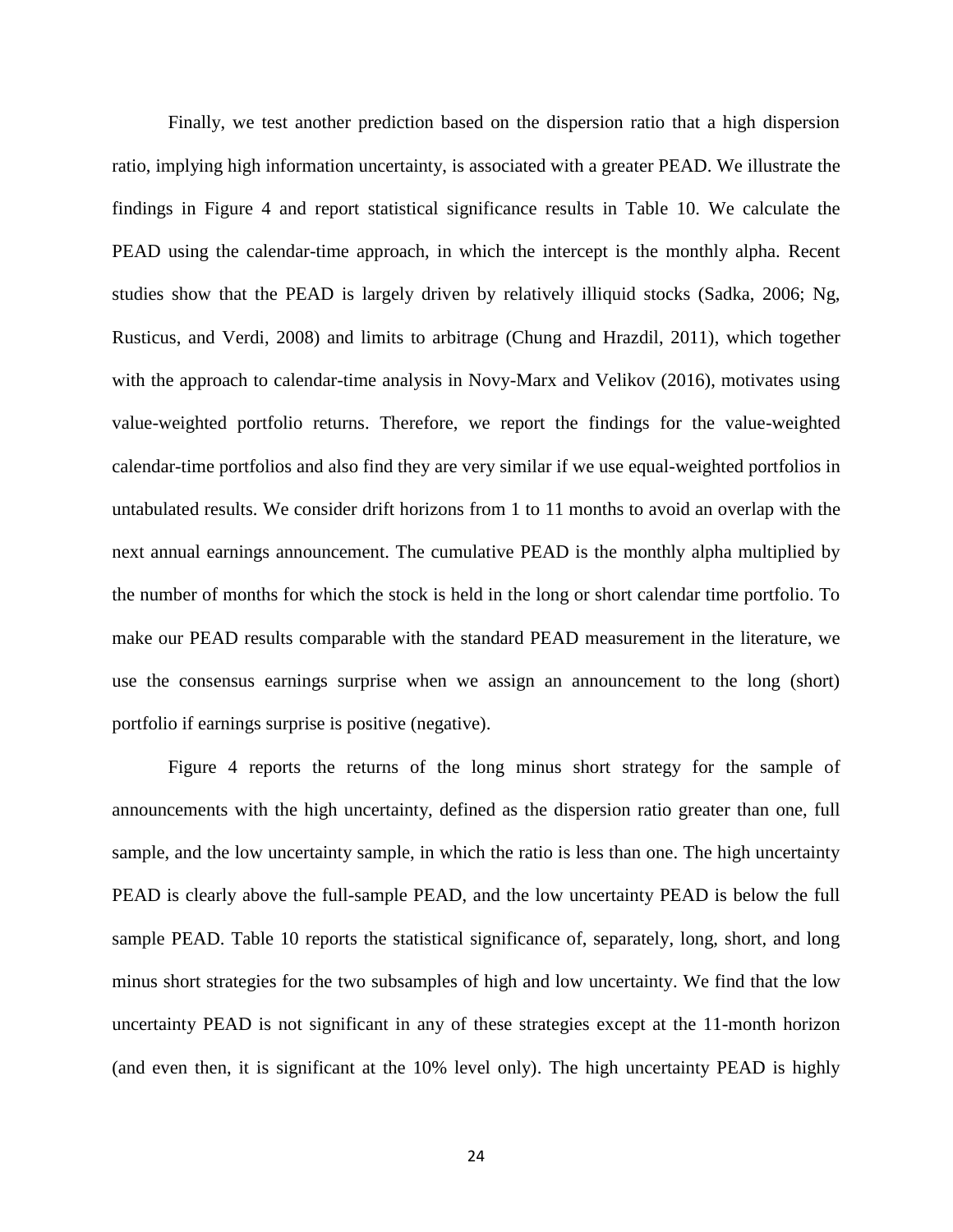Finally, we test another prediction based on the dispersion ratio that a high dispersion ratio, implying high information uncertainty, is associated with a greater PEAD. We illustrate the findings in Figure 4 and report statistical significance results in Table 10. We calculate the PEAD using the calendar-time approach, in which the intercept is the monthly alpha. Recent studies show that the PEAD is largely driven by relatively illiquid stocks (Sadka, 2006; Ng, Rusticus, and Verdi, 2008) and limits to arbitrage (Chung and Hrazdil, 2011), which together with the approach to calendar-time analysis in Novy-Marx and Velikov (2016), motivates using value-weighted portfolio returns. Therefore, we report the findings for the value-weighted calendar-time portfolios and also find they are very similar if we use equal-weighted portfolios in untabulated results. We consider drift horizons from 1 to 11 months to avoid an overlap with the next annual earnings announcement. The cumulative PEAD is the monthly alpha multiplied by the number of months for which the stock is held in the long or short calendar time portfolio. To make our PEAD results comparable with the standard PEAD measurement in the literature, we use the consensus earnings surprise when we assign an announcement to the long (short) portfolio if earnings surprise is positive (negative).

Figure 4 reports the returns of the long minus short strategy for the sample of announcements with the high uncertainty, defined as the dispersion ratio greater than one, full sample, and the low uncertainty sample, in which the ratio is less than one. The high uncertainty PEAD is clearly above the full-sample PEAD, and the low uncertainty PEAD is below the full sample PEAD. Table 10 reports the statistical significance of, separately, long, short, and long minus short strategies for the two subsamples of high and low uncertainty. We find that the low uncertainty PEAD is not significant in any of these strategies except at the 11-month horizon (and even then, it is significant at the 10% level only). The high uncertainty PEAD is highly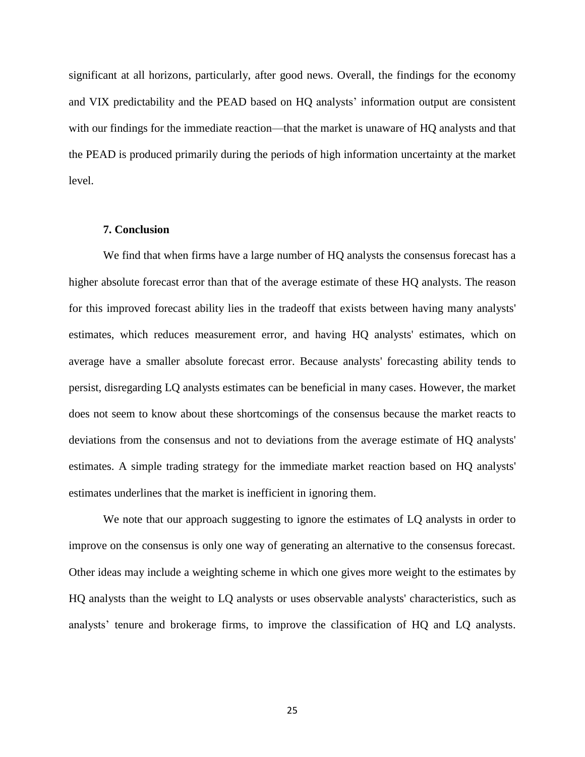significant at all horizons, particularly, after good news. Overall, the findings for the economy and VIX predictability and the PEAD based on HQ analysts' information output are consistent with our findings for the immediate reaction—that the market is unaware of HQ analysts and that the PEAD is produced primarily during the periods of high information uncertainty at the market level.

## 7. Conclusion

We find that when firms have a large number of HQ analysts the consensus forecast has a higher absolute forecast error than that of the average estimate of these HQ analysts. The reason for this improved forecast ability lies in the tradeoff that exists between having many analysts' estimates, which reduces measurement error, and having HQ analysts' estimates, which on average have a smaller absolute forecast error. Because analysts' forecasting ability tends to persist, disregarding LQ analysts estimates can be beneficial in many cases. However, the market does not seem to know about these shortcomings of the consensus because the market reacts to deviations from the consensus and not to deviations from the average estimate of HQ analysts' estimates. A simple trading strategy for the immediate market reaction based on HQ analysts' estimates underlines that the market is inefficient in ignoring them.

We note that our approach suggesting to ignore the estimates of LQ analysts in order to improve on the consensus is only one way of generating an alternative to the consensus forecast. Other ideas may include a weighting scheme in which one gives more weight to the estimates by HQ analysts than the weight to LQ analysts or uses observable analysts' characteristics, such as analysts' tenure and brokerage firms, to improve the classification of HQ and LQ analysts.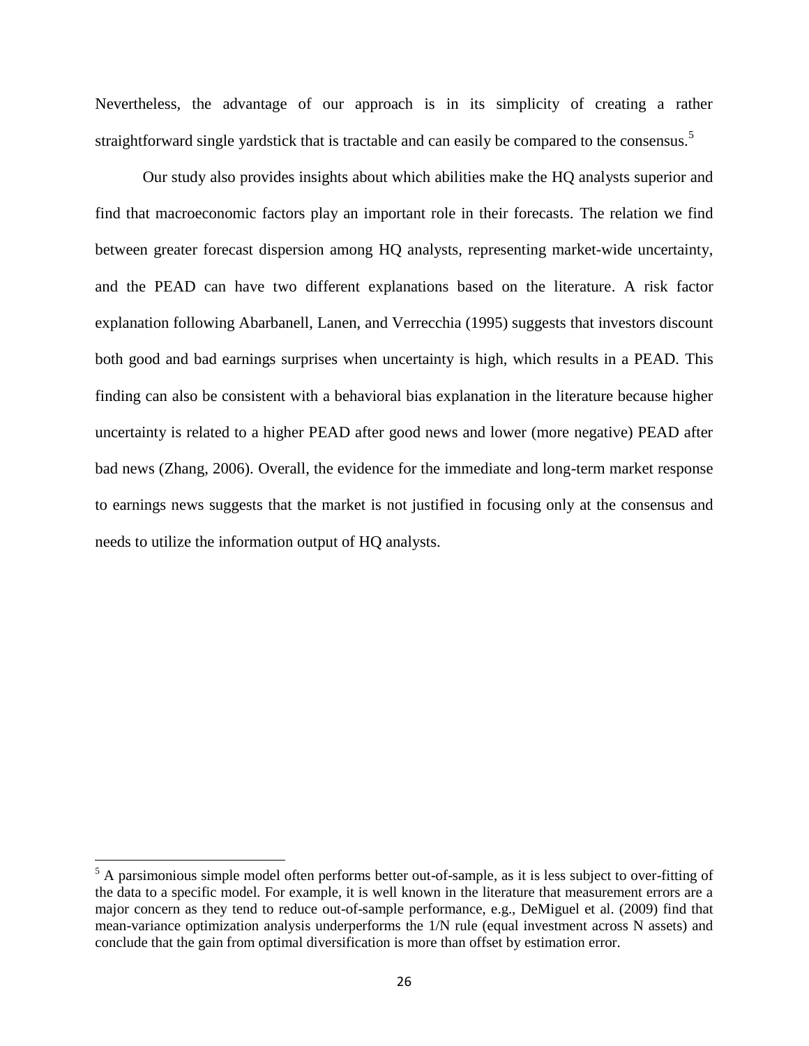Nevertheless, the advantage of our approach is in its simplicity of creating a rather straightforward single yardstick that is tractable and can easily be compared to the consensus.[5]

Our study also provides insights about which abilities make the HQ analysts superior and find that macroeconomic factors play an important role in their forecasts. The relation we find between greater forecast dispersion among HQ analysts, representing market-wide uncertainty, and the PEAD can have two different explanations based on the literature. A risk factor explanation following Abarbanell, Lanen, and Verrecchia (1995) suggests that investors discount both good and bad earnings surprises when uncertainty is high, which results in a PEAD. This finding can also be consistent with a behavioral bias explanation in the literature because higher uncertainty is related to a higher PEAD after good news and lower (more negative) PEAD after bad news (Zhang, 2006). Overall, the evidence for the immediate and long-term market response to earnings news suggests that the market is not justified in focusing only at the consensus and needs to utilize the information output of HQ analysts.

[5] A parsimonious simple model often performs better out-of-sample, as it is less subject to over-fitting of the data to a specific model. For example, it is well known in the literature that measurement errors are a major concern as they tend to reduce out-of-sample performance, e.g., DeMiguel et al. (2009) find that mean-variance optimization analysis underperforms the 1/N rule (equal investment across N assets) and conclude that the gain from optimal diversification is more than offset by estimation error.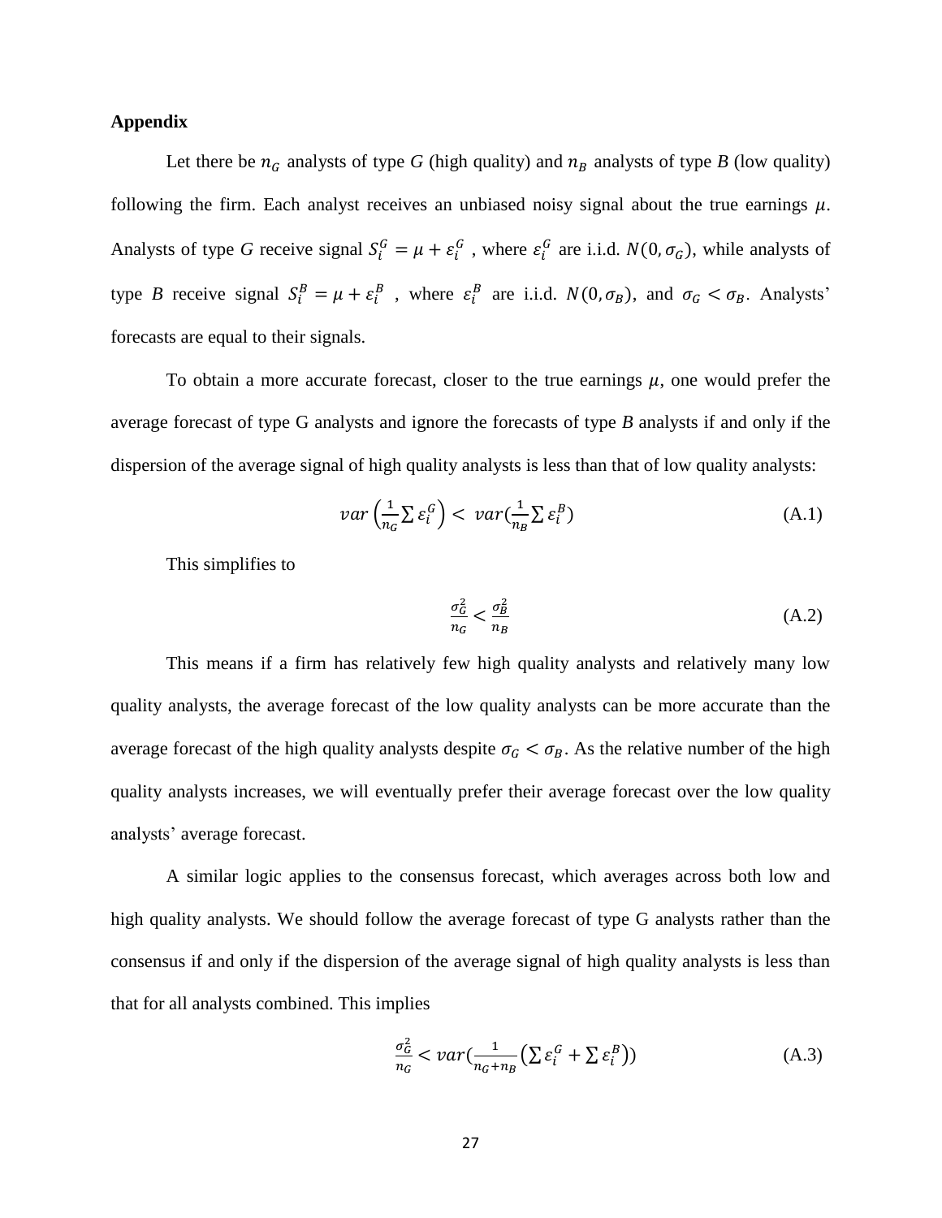**Appendix**

Let there be $n_G$ analysts of type *G* (high quality) and $n_B$ analysts of type *B* (low quality) following the firm. Each analyst receives an unbiased noisy signal about the true earnings $\mu$. Analysts of type *G* receive signal $S_i^G = \mu + \varepsilon_i^G$ , where $\varepsilon_i^G$ are i.i.d. $N(0, \sigma_G)$, while analysts of type *B* receive signal $S_i^B = \mu + \varepsilon_i^B$ , where $\varepsilon_i^B$ are i.i.d. $N(0, \sigma_B)$, and $\sigma_G < \sigma_B$. Analysts' forecasts are equal to their signals.

To obtain a more accurate forecast, closer to the true earnings $\mu$, one would prefer the average forecast of type G analysts and ignore the forecasts of type *B* analysts if and only if the dispersion of the average signal of high quality analysts is less than that of low quality analysts:

$$var\left(\frac{1}{n_G}\sum \varepsilon_i^G\right) < var\left(\frac{1}{n_B}\sum \varepsilon_i^B\right) \tag{A.1}$$

This simplifies to

$$\frac{\sigma_G^2}{n_G} < \frac{\sigma_B^2}{n_B} \tag{A.2}$$

This means if a firm has relatively few high quality analysts and relatively many low quality analysts, the average forecast of the low quality analysts can be more accurate than the average forecast of the high quality analysts despite $\sigma_G < \sigma_B$. As the relative number of the high quality analysts increases, we will eventually prefer their average forecast over the low quality analysts' average forecast.

A similar logic applies to the consensus forecast, which averages across both low and high quality analysts. We should follow the average forecast of type G analysts rather than the consensus if and only if the dispersion of the average signal of high quality analysts is less than that for all analysts combined. This implies

$$\frac{\sigma_G^2}{n_G} < var\left(\frac{1}{n_G+n_B}\left(\sum \varepsilon_i^G + \sum \varepsilon_i^B\right)\right) \tag{A.3}$$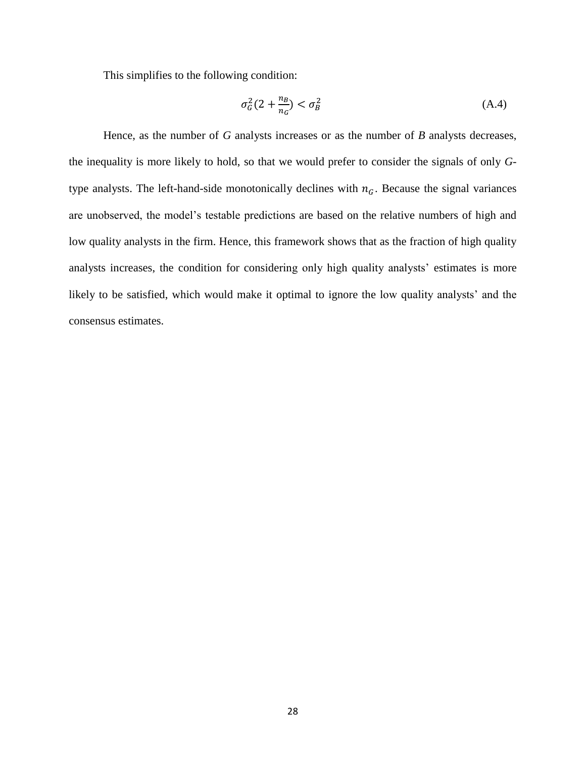This simplifies to the following condition:

$$\sigma_G^2\left(2 + \frac{n_B}{n_G}\right) < \sigma_B^2 \tag{A.4}$$

Hence, as the number of *G* analysts increases or as the number of *B* analysts decreases, the inequality is more likely to hold, so that we would prefer to consider the signals of only *G*-type analysts. The left-hand-side monotonically declines with $n_G$. Because the signal variances are unobserved, the model's testable predictions are based on the relative numbers of high and low quality analysts in the firm. Hence, this framework shows that as the fraction of high quality analysts increases, the condition for considering only high quality analysts' estimates is more likely to be satisfied, which would make it optimal to ignore the low quality analysts' and the consensus estimates.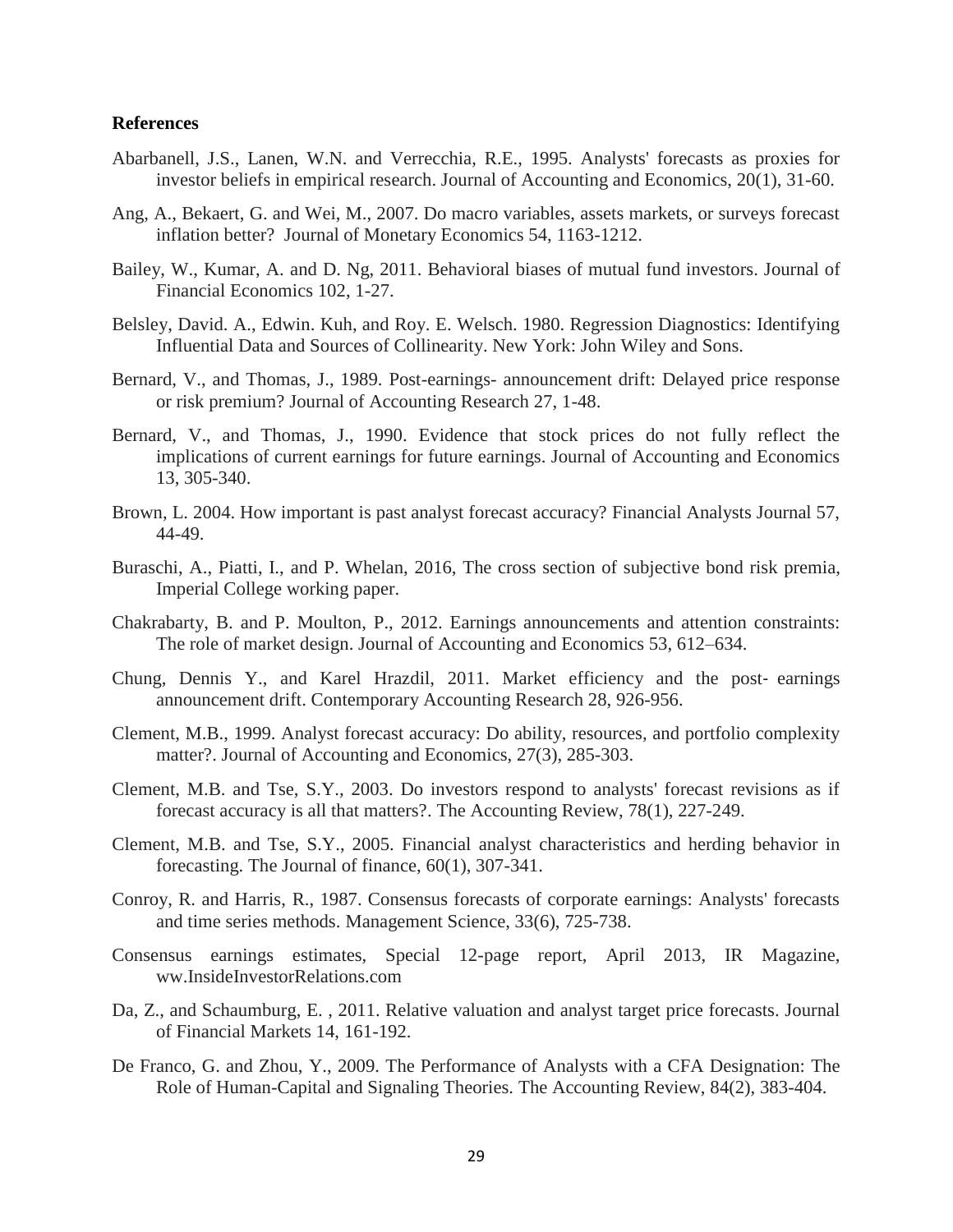**References**

Abarbanell, J.S., Lanen, W.N. and Verrecchia, R.E., 1995. Analysts' forecasts as proxies for investor beliefs in empirical research. Journal of Accounting and Economics, 20(1), 31-60.

Ang, A., Bekaert, G. and Wei, M., 2007. Do macro variables, assets markets, or surveys forecast inflation better? Journal of Monetary Economics 54, 1163-1212.

Bailey, W., Kumar, A. and D. Ng, 2011. Behavioral biases of mutual fund investors. Journal of Financial Economics 102, 1-27.

Belsley, David. A., Edwin. Kuh, and Roy. E. Welsch. 1980. Regression Diagnostics: Identifying Influential Data and Sources of Collinearity. New York: John Wiley and Sons.

Bernard, V., and Thomas, J., 1989. Post-earnings- announcement drift: Delayed price response or risk premium? Journal of Accounting Research 27, 1-48.

Bernard, V., and Thomas, J., 1990. Evidence that stock prices do not fully reflect the implications of current earnings for future earnings. Journal of Accounting and Economics 13, 305-340.

Brown, L. 2004. How important is past analyst forecast accuracy? Financial Analysts Journal 57, 44-49.

Buraschi, A., Piatti, I., and P. Whelan, 2016, The cross section of subjective bond risk premia, Imperial College working paper.

Chakrabarty, B. and P. Moulton, P., 2012. Earnings announcements and attention constraints: The role of market design. Journal of Accounting and Economics 53, 612–634.

Chung, Dennis Y., and Karel Hrazdil, 2011. Market efficiency and the post- earnings announcement drift. Contemporary Accounting Research 28, 926-956.

Clement, M.B., 1999. Analyst forecast accuracy: Do ability, resources, and portfolio complexity matter?. Journal of Accounting and Economics, 27(3), 285-303.

Clement, M.B. and Tse, S.Y., 2003. Do investors respond to analysts' forecast revisions as if forecast accuracy is all that matters?. The Accounting Review, 78(1), 227-249.

Clement, M.B. and Tse, S.Y., 2005. Financial analyst characteristics and herding behavior in forecasting. The Journal of finance, 60(1), 307-341.

Conroy, R. and Harris, R., 1987. Consensus forecasts of corporate earnings: Analysts' forecasts and time series methods. Management Science, 33(6), 725-738.

Consensus earnings estimates, Special 12-page report, April 2013, IR Magazine, ww.InsideInvestorRelations.com

Da, Z., and Schaumburg, E. , 2011. Relative valuation and analyst target price forecasts. Journal of Financial Markets 14, 161-192.

De Franco, G. and Zhou, Y., 2009. The Performance of Analysts with a CFA Designation: The Role of Human-Capital and Signaling Theories. The Accounting Review, 84(2), 383-404.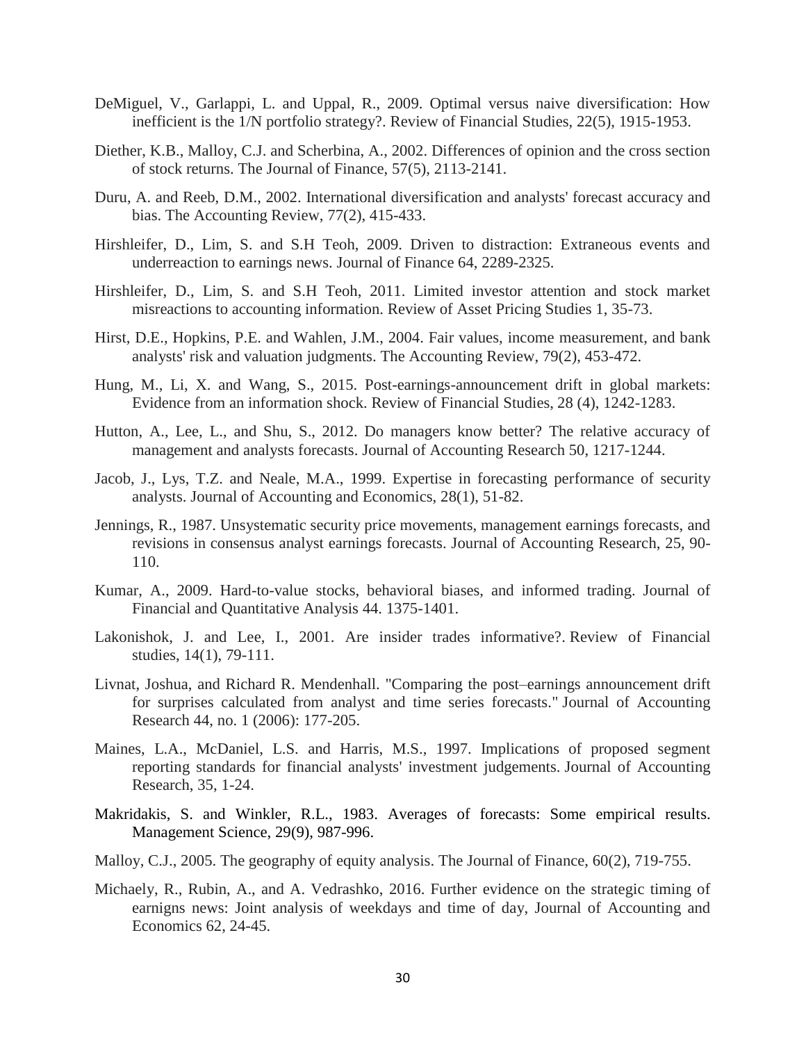DeMiguel, V., Garlappi, L. and Uppal, R., 2009. Optimal versus naive diversification: How inefficient is the 1/N portfolio strategy?. Review of Financial Studies, 22(5), 1915-1953.

Diether, K.B., Malloy, C.J. and Scherbina, A., 2002. Differences of opinion and the cross section of stock returns. The Journal of Finance, 57(5), 2113-2141.

Duru, A. and Reeb, D.M., 2002. International diversification and analysts' forecast accuracy and bias. The Accounting Review, 77(2), 415-433.

Hirshleifer, D., Lim, S. and S.H Teoh, 2009. Driven to distraction: Extraneous events and underreaction to earnings news. Journal of Finance 64, 2289-2325.

Hirshleifer, D., Lim, S. and S.H Teoh, 2011. Limited investor attention and stock market misreactions to accounting information. Review of Asset Pricing Studies 1, 35-73.

Hirst, D.E., Hopkins, P.E. and Wahlen, J.M., 2004. Fair values, income measurement, and bank analysts' risk and valuation judgments. The Accounting Review, 79(2), 453-472.

Hung, M., Li, X. and Wang, S., 2015. Post-earnings-announcement drift in global markets: Evidence from an information shock. Review of Financial Studies, 28 (4), 1242-1283.

Hutton, A., Lee, L., and Shu, S., 2012. Do managers know better? The relative accuracy of management and analysts forecasts. Journal of Accounting Research 50, 1217-1244.

Jacob, J., Lys, T.Z. and Neale, M.A., 1999. Expertise in forecasting performance of security analysts. Journal of Accounting and Economics, 28(1), 51-82.

Jennings, R., 1987. Unsystematic security price movements, management earnings forecasts, and revisions in consensus analyst earnings forecasts. Journal of Accounting Research, 25, 90-110.

Kumar, A., 2009. Hard-to-value stocks, behavioral biases, and informed trading. Journal of Financial and Quantitative Analysis 44. 1375-1401.

Lakonishok, J. and Lee, I., 2001. Are insider trades informative?. Review of Financial studies, 14(1), 79-111.

Livnat, Joshua, and Richard R. Mendenhall. "Comparing the post–earnings announcement drift for surprises calculated from analyst and time series forecasts." Journal of Accounting Research 44, no. 1 (2006): 177-205.

Maines, L.A., McDaniel, L.S. and Harris, M.S., 1997. Implications of proposed segment reporting standards for financial analysts' investment judgements. Journal of Accounting Research, 35, 1-24.

Makridakis, S. and Winkler, R.L., 1983. Averages of forecasts: Some empirical results. Management Science, 29(9), 987-996.

Malloy, C.J., 2005. The geography of equity analysis. The Journal of Finance, 60(2), 719-755.

Michaely, R., Rubin, A., and A. Vedrashko, 2016. Further evidence on the strategic timing of earnigns news: Joint analysis of weekdays and time of day, Journal of Accounting and Economics 62, 24-45.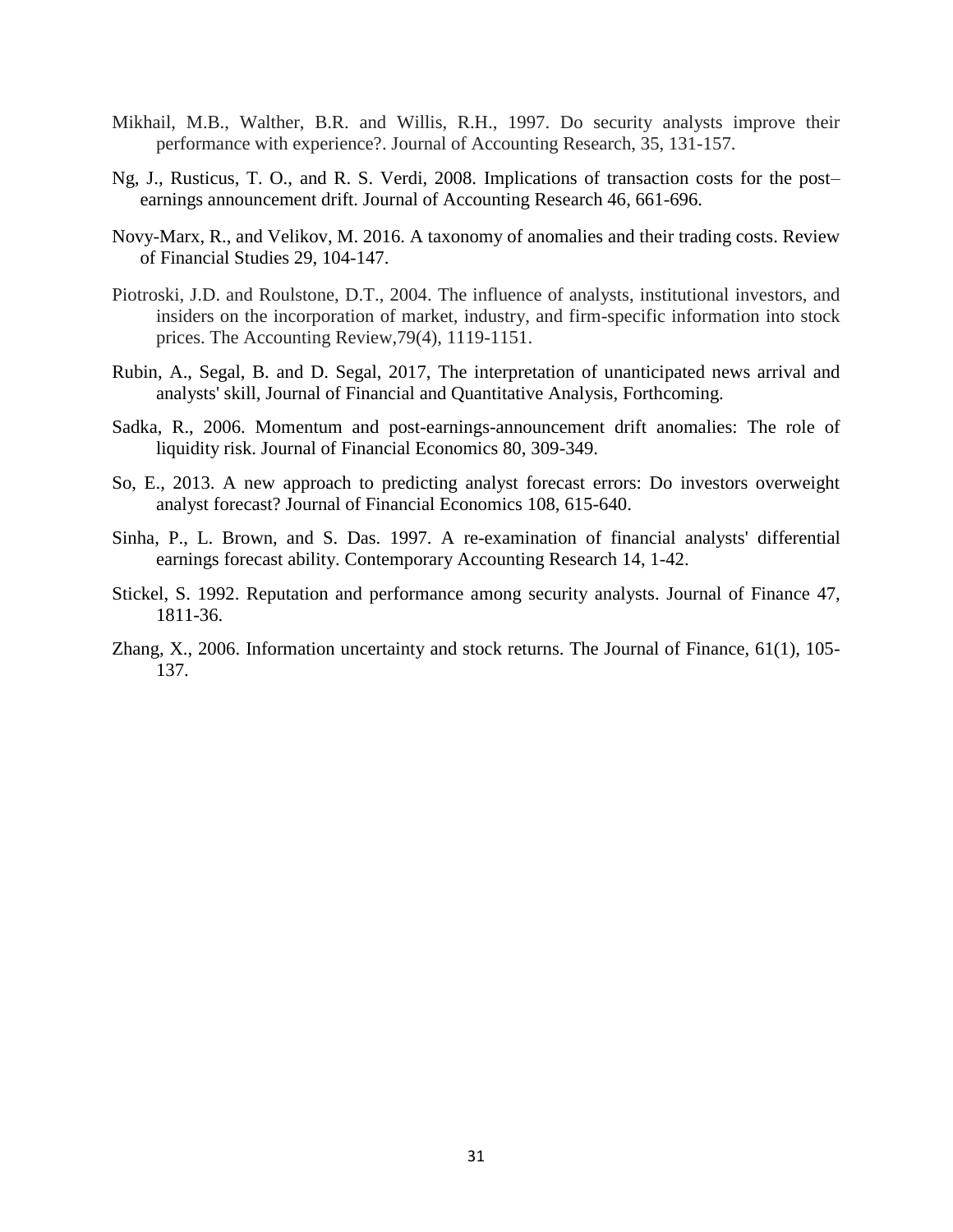Mikhail, M.B., Walther, B.R. and Willis, R.H., 1997. Do security analysts improve their performance with experience?. Journal of Accounting Research, 35, 131-157.

Ng, J., Rusticus, T. O., and R. S. Verdi, 2008. Implications of transaction costs for the post–earnings announcement drift. Journal of Accounting Research 46, 661-696.

Novy-Marx, R., and Velikov, M. 2016. A taxonomy of anomalies and their trading costs. Review of Financial Studies 29, 104-147.

Piotroski, J.D. and Roulstone, D.T., 2004. The influence of analysts, institutional investors, and insiders on the incorporation of market, industry, and firm-specific information into stock prices. The Accounting Review,79(4), 1119-1151.

Rubin, A., Segal, B. and D. Segal, 2017, The interpretation of unanticipated news arrival and analysts' skill, Journal of Financial and Quantitative Analysis, Forthcoming.

Sadka, R., 2006. Momentum and post-earnings-announcement drift anomalies: The role of liquidity risk. Journal of Financial Economics 80, 309-349.

So, E., 2013. A new approach to predicting analyst forecast errors: Do investors overweight analyst forecast? Journal of Financial Economics 108, 615-640.

Sinha, P., L. Brown, and S. Das. 1997. A re-examination of financial analysts' differential earnings forecast ability. Contemporary Accounting Research 14, 1-42.

Stickel, S. 1992. Reputation and performance among security analysts. Journal of Finance 47, 1811-36.

Zhang, X., 2006. Information uncertainty and stock returns. The Journal of Finance, 61(1), 105-137.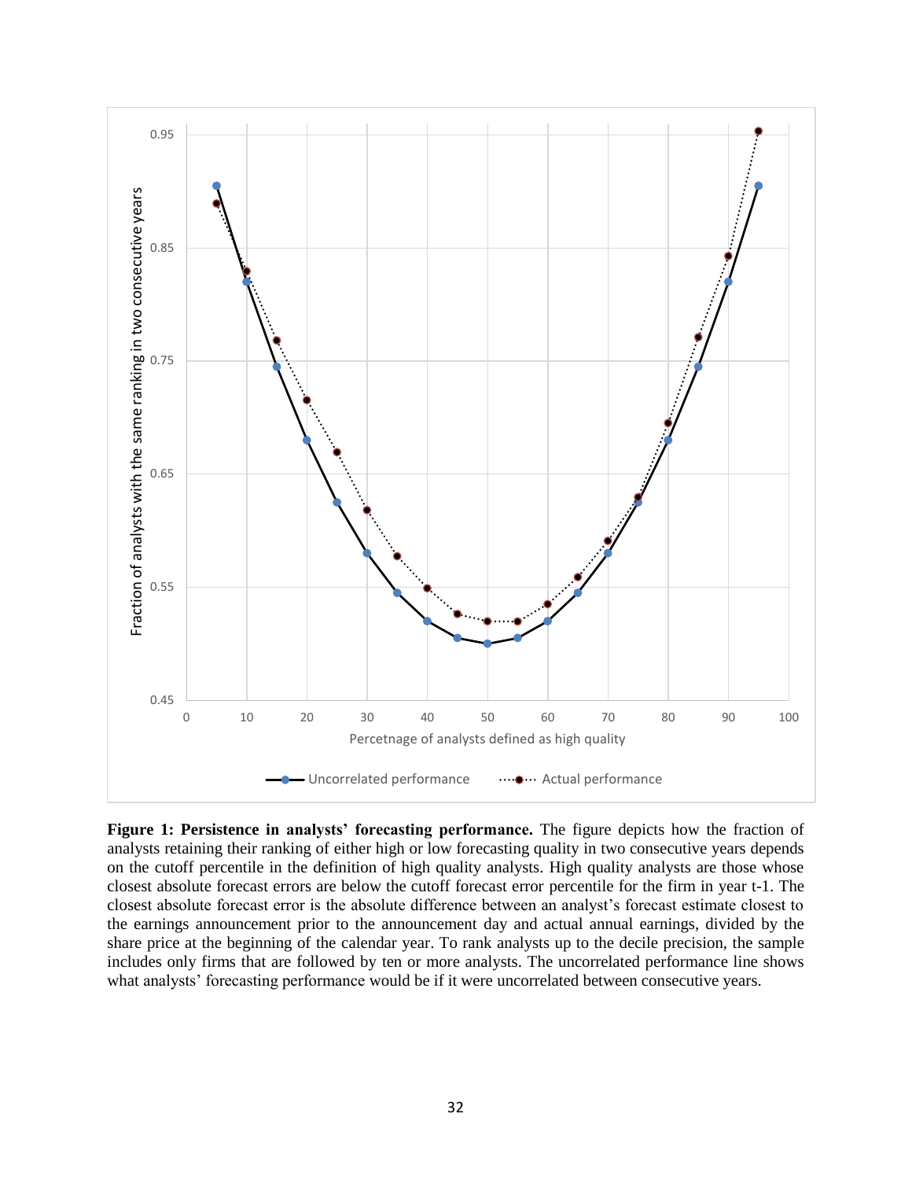**Figure 1: Persistence in analysts' forecasting performance.** The figure depicts how the fraction of analysts retaining their ranking of either high or low forecasting quality in two consecutive years depends on the cutoff percentile in the definition of high quality analysts. High quality analysts are those whose closest absolute forecast errors are below the cutoff forecast error percentile for the firm in year t-1. The closest absolute forecast error is the absolute difference between an analyst's forecast estimate closest to the earnings announcement prior to the announcement day and actual annual earnings, divided by the share price at the beginning of the calendar year. To rank analysts up to the decile precision, the sample includes only firms that are followed by ten or more analysts. The uncorrelated performance line shows what analysts' forecasting performance would be if it were uncorrelated between consecutive years.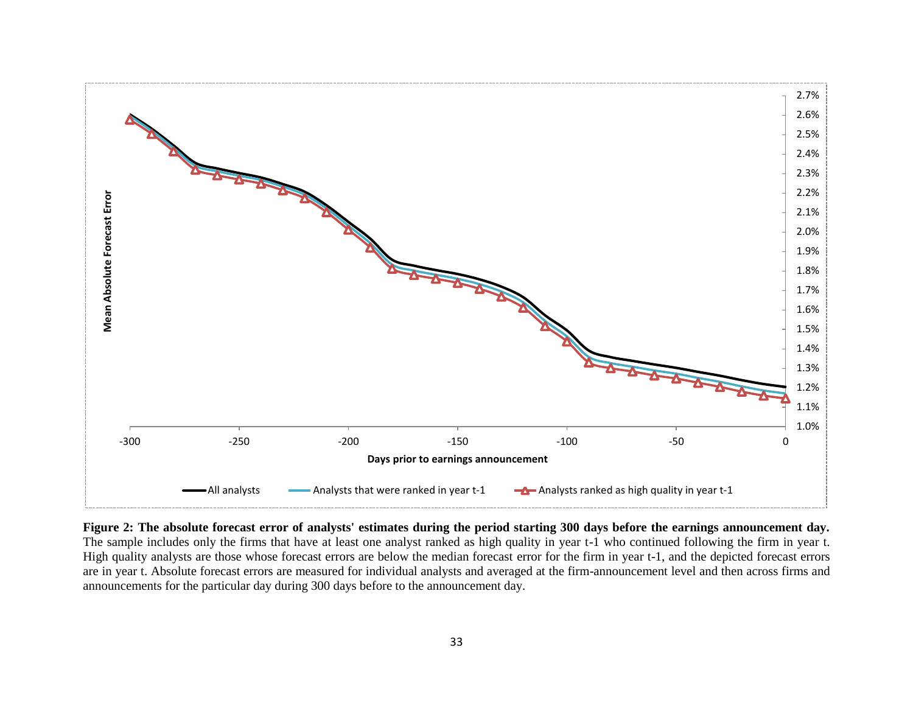**Figure 2: The absolute forecast error of analysts' estimates during the period starting 300 days before the earnings announcement day.** The sample includes only the firms that have at least one analyst ranked as high quality in year t-1 who continued following the firm in year t. High quality analysts are those whose forecast errors are below the median forecast error for the firm in year t-1, and the depicted forecast errors are in year t. Absolute forecast errors are measured for individual analysts and averaged at the firm-announcement level and then across firms and announcements for the particular day during 300 days before to the announcement day.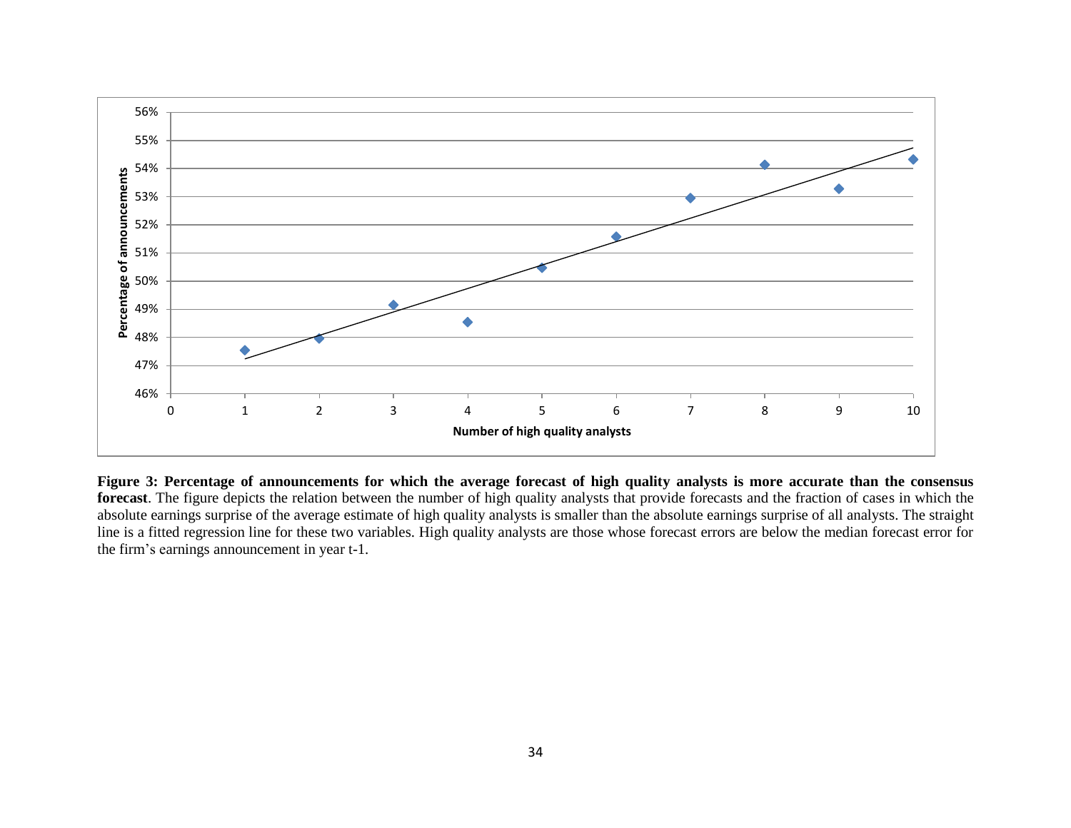**Figure 3: Percentage of announcements for which the average forecast of high quality analysts is more accurate than the consensus forecast**. The figure depicts the relation between the number of high quality analysts that provide forecasts and the fraction of cases in which the absolute earnings surprise of the average estimate of high quality analysts is smaller than the absolute earnings surprise of all analysts. The straight line is a fitted regression line for these two variables. High quality analysts are those whose forecast errors are below the median forecast error for the firm's earnings announcement in year t-1.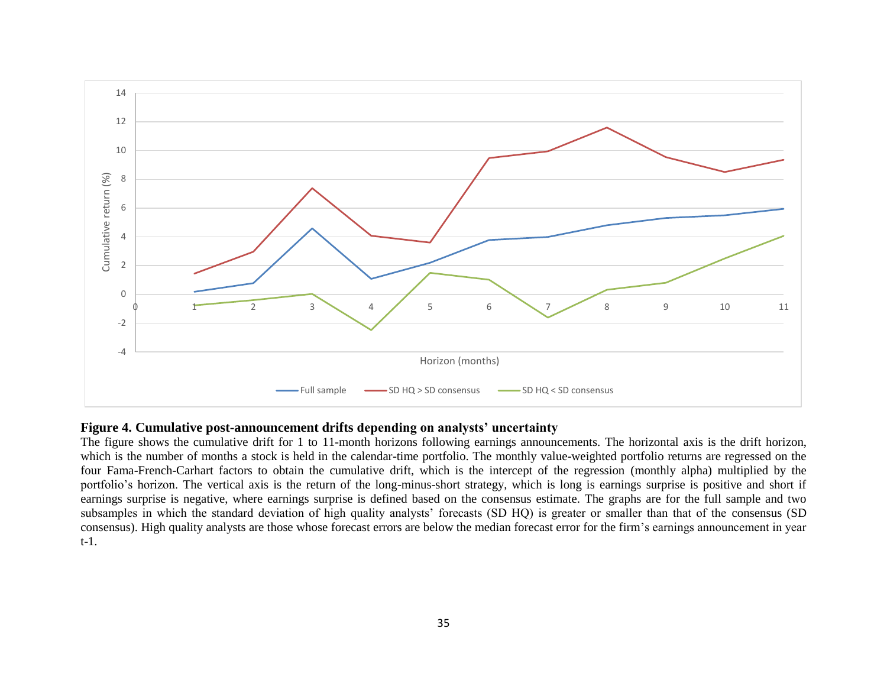**Figure 4. Cumulative post-announcement drifts depending on analysts' uncertainty**

The figure shows the cumulative drift for 1 to 11-month horizons following earnings announcements. The horizontal axis is the drift horizon, which is the number of months a stock is held in the calendar-time portfolio. The monthly value-weighted portfolio returns are regressed on the four Fama-French-Carhart factors to obtain the cumulative drift, which is the intercept of the regression (monthly alpha) multiplied by the portfolio's horizon. The vertical axis is the return of the long-minus-short strategy, which is long is earnings surprise is positive and short if earnings surprise is negative, where earnings surprise is defined based on the consensus estimate. The graphs are for the full sample and two subsamples in which the standard deviation of high quality analysts' forecasts (SD HQ) is greater or smaller than that of the consensus (SD consensus). High quality analysts are those whose forecast errors are below the median forecast error for the firm's earnings announcement in year t-1.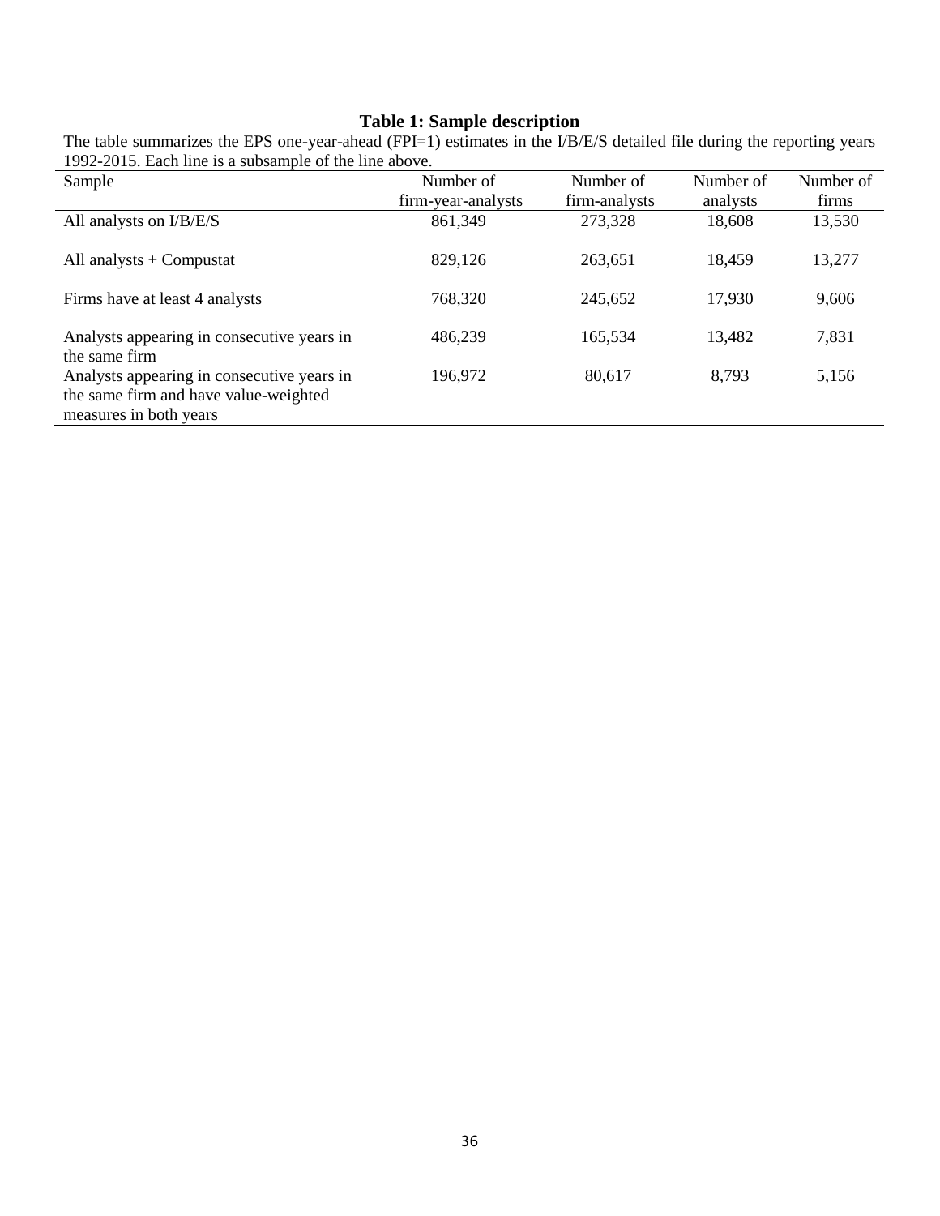### Table 1: Sample description

The table summarizes the EPS one-year-ahead (FPI=1) estimates in the I/B/E/S detailed file during the reporting years 1992-2015. Each line is a subsample of the line above.

| Sample | Number of firm-year-analysts | Number of firm-analysts | Number of analysts | Number of firms |
|---|---|---|---|---|
| All analysts on I/B/E/S | 861,349 | 273,328 | 18,608 | 13,530 |
| All analysts + Compustat | 829,126 | 263,651 | 18,459 | 13,277 |
| Firms have at least 4 analysts | 768,320 | 245,652 | 17,930 | 9,606 |
| Analysts appearing in consecutive years in the same firm | 486,239 | 165,534 | 13,482 | 7,831 |
| Analysts appearing in consecutive years in the same firm and have value-weighted measures in both years | 196,972 | 80,617 | 8,793 | 5,156 |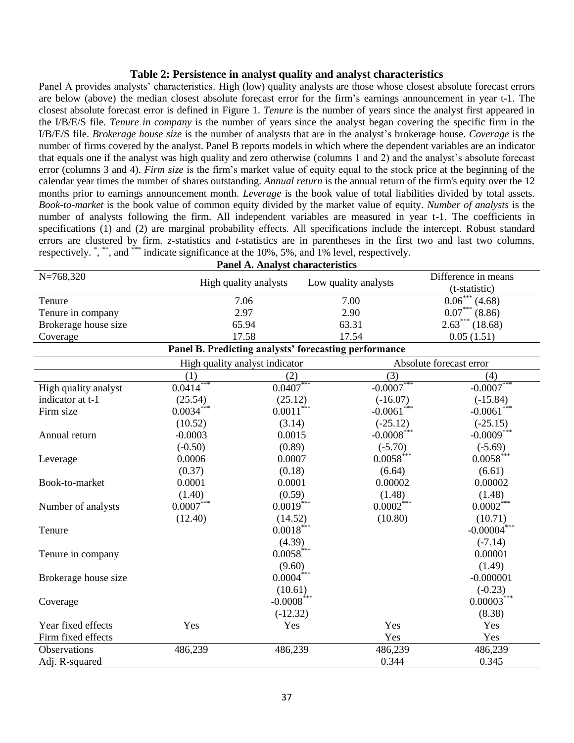**Table 2: Persistence in analyst quality and analyst characteristics**

Panel A provides analysts' characteristics. High (low) quality analysts are those whose closest absolute forecast errors are below (above) the median closest absolute forecast error for the firm's earnings announcement in year t-1. The closest absolute forecast error is defined in Figure 1. *Tenure* is the number of years since the analyst first appeared in the I/B/E/S file. *Tenure in company* is the number of years since the analyst began covering the specific firm in the I/B/E/S file. *Brokerage house size* is the number of analysts that are in the analyst's brokerage house. *Coverage* is the number of firms covered by the analyst. Panel B reports models in which where the dependent variables are an indicator that equals one if the analyst was high quality and zero otherwise (columns 1 and 2) and the analyst's absolute forecast error (columns 3 and 4). *Firm size* is the firm's market value of equity equal to the stock price at the beginning of the calendar year times the number of shares outstanding. *Annual return* is the annual return of the firm's equity over the 12 months prior to earnings announcement month. *Leverage* is the book value of total liabilities divided by total assets. *Book-to-market* is the book value of common equity divided by the market value of equity. *Number of analysts* is the number of analysts following the firm. All independent variables are measured in year t-1. The coefficients in specifications (1) and (2) are marginal probability effects. All specifications include the intercept. Robust standard errors are clustered by firm. *z*-statistics and *t*-statistics are in parentheses in the first two and last two columns, respectively. $^{*}$, $^{**}$, and $^{***}$ indicate significance at the 10%, 5%, and 1% level, respectively.

**Panel A. Analyst characteristics**

| N=768,320 | High quality analysts | Low quality analysts | Difference in means (t-statistic) |
|---|---|---|---|
| Tenure | 7.06 | 7.00 | 0.06$^{***}$ (4.68) |
| Tenure in company | 2.97 | 2.90 | 0.07$^{***}$ (8.86) |
| Brokerage house size | 65.94 | 63.31 | 2.63$^{***}$ (18.68) |
| Coverage | 17.58 | 17.54 | 0.05 (1.51) |

**Panel B. Predicting analysts' forecasting performance**

| | High quality analyst indicator | | Absolute forecast error | |
|---|---|---|---|---|
| | (1) | (2) | (3) | (4) |
| High quality analyst indicator at t-1 | 0.0414$^{***}$ | 0.0407$^{***}$ | -0.0007$^{***}$ | -0.0007$^{***}$ |
| | (25.54) | (25.12) | (-16.07) | (-15.84) |
| Firm size | 0.0034$^{***}$ | 0.0011$^{***}$ | -0.0061$^{***}$ | -0.0061$^{***}$ |
| | (10.52) | (3.14) | (-25.12) | (-25.15) |
| Annual return | -0.0003 | 0.0015 | -0.0008$^{***}$ | -0.0009$^{***}$ |
| | (-0.50) | (0.89) | (-5.70) | (-5.69) |
| Leverage | 0.0006 | 0.0007 | 0.0058$^{***}$ | 0.0058$^{***}$ |
| | (0.37) | (0.18) | (6.64) | (6.61) |
| Book-to-market | 0.0001 | 0.0001 | 0.00002 | 0.00002 |
| | (1.40) | (0.59) | (1.48) | (1.48) |
| Number of analysts | 0.0007$^{***}$ | 0.0019$^{***}$ | 0.0002$^{***}$ | 0.0002$^{***}$ |
| | (12.40) | (14.52) | (10.80) | (10.71) |
| Tenure | | 0.0018$^{***}$ | | -0.00004$^{***}$ |
| | | (4.39) | | (-7.14) |
| Tenure in company | | 0.0058$^{***}$ | | 0.00001 |
| | | (9.60) | | (1.49) |
| Brokerage house size | | 0.0004$^{***}$ | | -0.000001 |
| | | (10.61) | | (-0.23) |
| Coverage | | -0.0008$^{***}$ | | 0.00003$^{***}$ |
| | | (-12.32) | | (8.38) |
| Year fixed effects | Yes | Yes | Yes | Yes |
| Firm fixed effects | | | Yes | Yes |
| Observations | 486,239 | 486,239 | 486,239 | 486,239 |
| Adj. R-squared | | | 0.344 | 0.345 |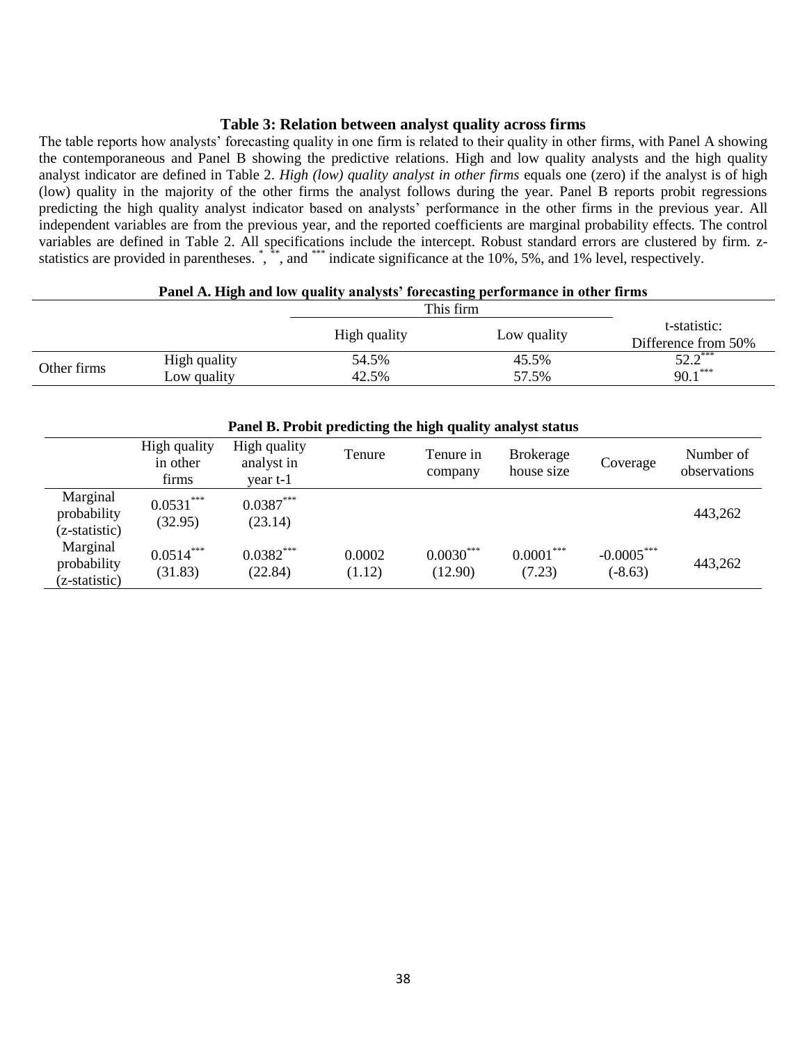### Table 3: Relation between analyst quality across firms

The table reports how analysts' forecasting quality in one firm is related to their quality in other firms, with Panel A showing the contemporaneous and Panel B showing the predictive relations. High and low quality analysts and the high quality analyst indicator are defined in Table 2. *High (low) quality analyst in other firms* equals one (zero) if the analyst is of high (low) quality in the majority of the other firms the analyst follows during the year. Panel B reports probit regressions predicting the high quality analyst indicator based on analysts' performance in the other firms in the previous year. All independent variables are from the previous year, and the reported coefficients are marginal probability effects. The control variables are defined in Table 2. All specifications include the intercept. Robust standard errors are clustered by firm. z-statistics are provided in parentheses. *, **, and *** indicate significance at the 10%, 5%, and 1% level, respectively.

**Panel A. High and low quality analysts' forecasting performance in other firms**

| | | This firm | | |
|---|---|---|---|---|
| | | High quality | Low quality | t-statistic: Difference from 50% |
| Other firms | High quality | 54.5% | 45.5% | 52.2*** |
| | Low quality | 42.5% | 57.5% | 90.1*** |

**Panel B. Probit predicting the high quality analyst status**

| | High quality in other firms | High quality analyst in year t-1 | Tenure | Tenure in company | Brokerage house size | Coverage | Number of observations |
|---|---|---|---|---|---|---|---|
| Marginal probability (z-statistic) | 0.0531*** (32.95) | 0.0387*** (23.14) | | | | | 443,262 |
| Marginal probability (z-statistic) | 0.0514*** (31.83) | 0.0382*** (22.84) | 0.0002 (1.12) | 0.0030*** (12.90) | 0.0001*** (7.23) | -0.0005*** (-8.63) | 443,262 |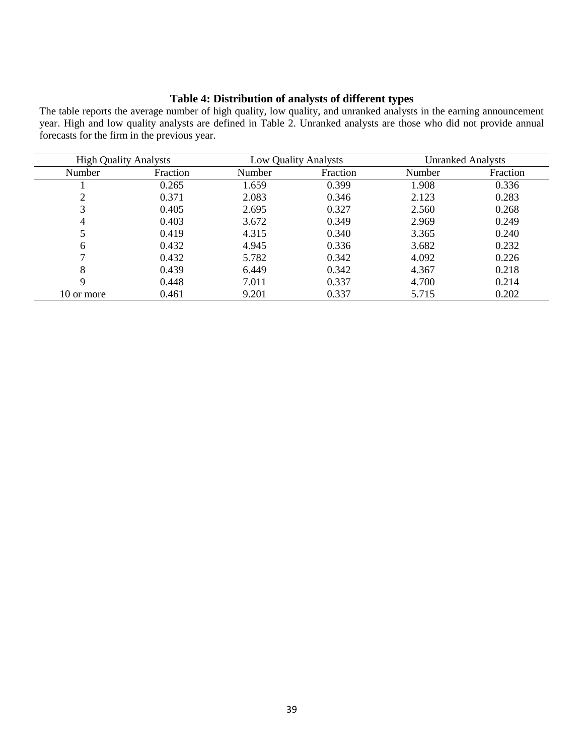**Table 4: Distribution of analysts of different types**

The table reports the average number of high quality, low quality, and unranked analysts in the earning announcement year. High and low quality analysts are defined in Table 2. Unranked analysts are those who did not provide annual forecasts for the firm in the previous year.

| High Quality Analysts | | Low Quality Analysts | | Unranked Analysts | |
|---|---|---|---|---|---|
| Number | Fraction | Number | Fraction | Number | Fraction |
| 1 | 0.265 | 1.659 | 0.399 | 1.908 | 0.336 |
| 2 | 0.371 | 2.083 | 0.346 | 2.123 | 0.283 |
| 3 | 0.405 | 2.695 | 0.327 | 2.560 | 0.268 |
| 4 | 0.403 | 3.672 | 0.349 | 2.969 | 0.249 |
| 5 | 0.419 | 4.315 | 0.340 | 3.365 | 0.240 |
| 6 | 0.432 | 4.945 | 0.336 | 3.682 | 0.232 |
| 7 | 0.432 | 5.782 | 0.342 | 4.092 | 0.226 |
| 8 | 0.439 | 6.449 | 0.342 | 4.367 | 0.218 |
| 9 | 0.448 | 7.011 | 0.337 | 4.700 | 0.214 |
| 10 or more | 0.461 | 9.201 | 0.337 | 5.715 | 0.202 |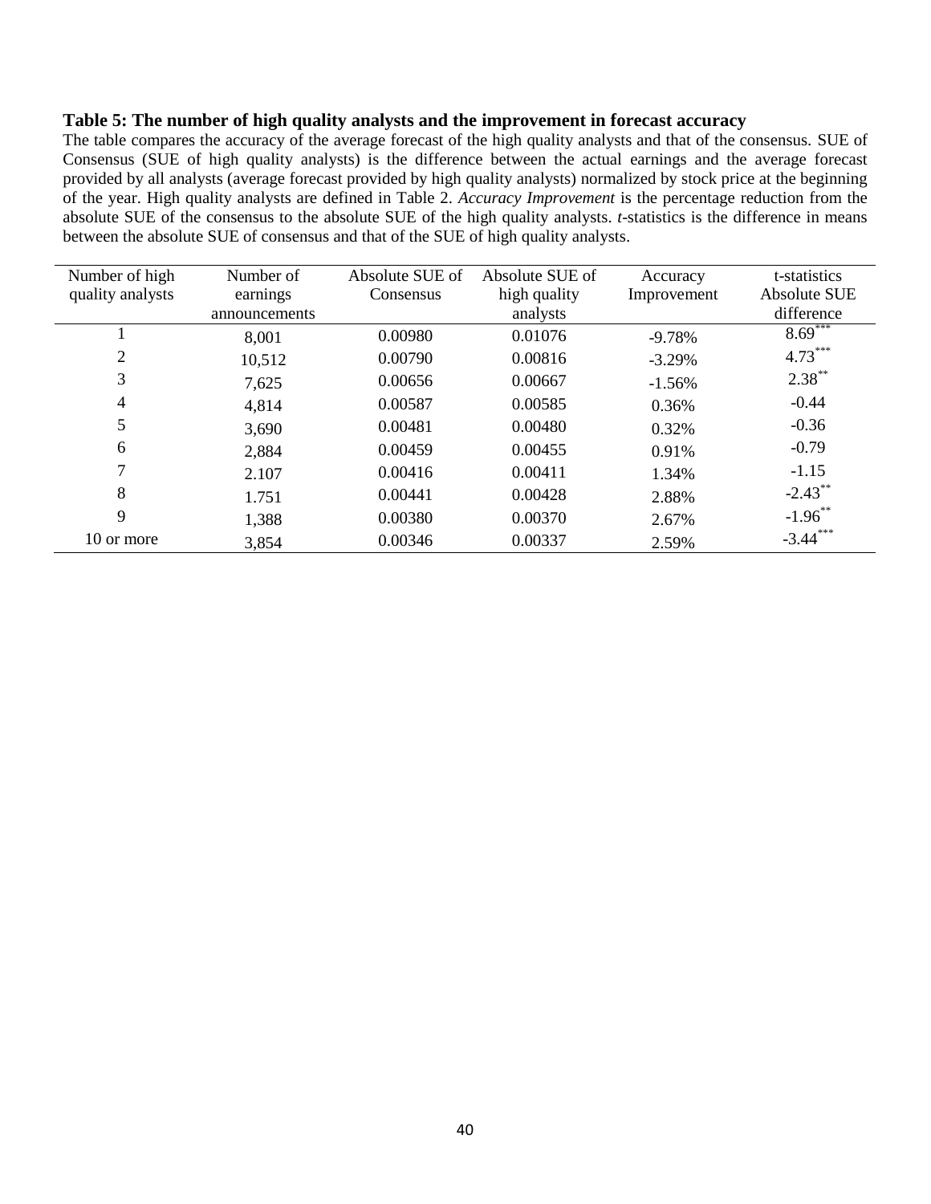**Table 5: The number of high quality analysts and the improvement in forecast accuracy**

The table compares the accuracy of the average forecast of the high quality analysts and that of the consensus. SUE of Consensus (SUE of high quality analysts) is the difference between the actual earnings and the average forecast provided by all analysts (average forecast provided by high quality analysts) normalized by stock price at the beginning of the year. High quality analysts are defined in Table 2. *Accuracy Improvement* is the percentage reduction from the absolute SUE of the consensus to the absolute SUE of the high quality analysts. *t*-statistics is the difference in means between the absolute SUE of consensus and that of the SUE of high quality analysts.

| Number of high quality analysts | Number of earnings announcements | Absolute SUE of Consensus | Absolute SUE of high quality analysts | Accuracy Improvement | t-statistics Absolute SUE difference |
|---|---|---|---|---|---|
| 1 | 8,001 | 0.00980 | 0.01076 | -9.78% | 8.69*** |
| 2 | 10,512 | 0.00790 | 0.00816 | -3.29% | 4.73*** |
| 3 | 7,625 | 0.00656 | 0.00667 | -1.56% | 2.38** |
| 4 | 4,814 | 0.00587 | 0.00585 | 0.36% | -0.44 |
| 5 | 3,690 | 0.00481 | 0.00480 | 0.32% | -0.36 |
| 6 | 2,884 | 0.00459 | 0.00455 | 0.91% | -0.79 |
| 7 | 2.107 | 0.00416 | 0.00411 | 1.34% | -1.15 |
| 8 | 1.751 | 0.00441 | 0.00428 | 2.88% | -2.43** |
| 9 | 1,388 | 0.00380 | 0.00370 | 2.67% | -1.96** |
| 10 or more | 3,854 | 0.00346 | 0.00337 | 2.59% | -3.44*** |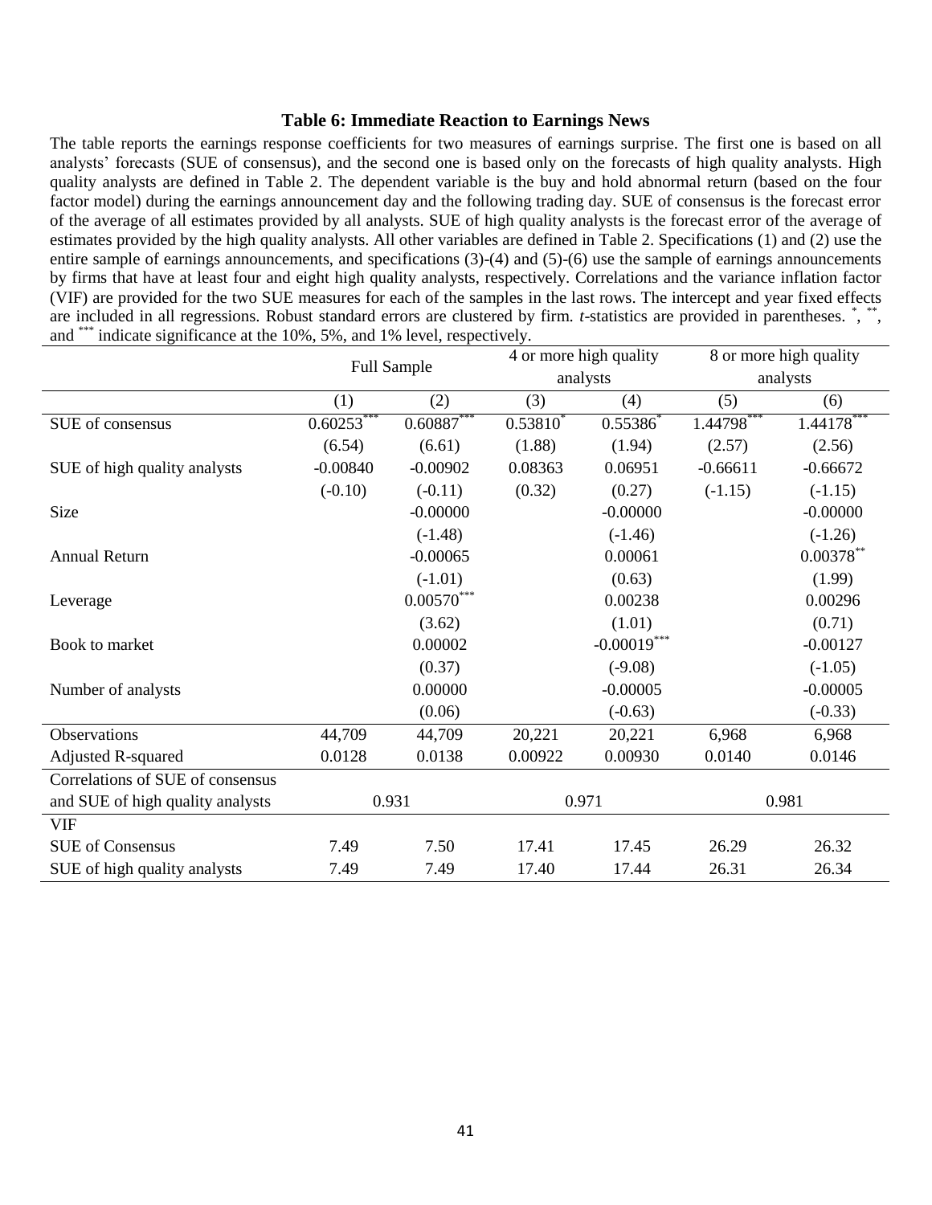### Table 6: Immediate Reaction to Earnings News

The table reports the earnings response coefficients for two measures of earnings surprise. The first one is based on all analysts' forecasts (SUE of consensus), and the second one is based only on the forecasts of high quality analysts. High quality analysts are defined in Table 2. The dependent variable is the buy and hold abnormal return (based on the four factor model) during the earnings announcement day and the following trading day. SUE of consensus is the forecast error of the average of all estimates provided by all analysts. SUE of high quality analysts is the forecast error of the average of estimates provided by the high quality analysts. All other variables are defined in Table 2. Specifications (1) and (2) use the entire sample of earnings announcements, and specifications (3)-(4) and (5)-(6) use the sample of earnings announcements by firms that have at least four and eight high quality analysts, respectively. Correlations and the variance inflation factor (VIF) are provided for the two SUE measures for each of the samples in the last rows. The intercept and year fixed effects are included in all regressions. Robust standard errors are clustered by firm. *t*-statistics are provided in parentheses. *, **, and *** indicate significance at the 10%, 5%, and 1% level, respectively.

| | Full Sample | | 4 or more high quality analysts | | 8 or more high quality analysts | |
|---|---|---|---|---|---|---|
| | (1) | (2) | (3) | (4) | (5) | (6) |
| SUE of consensus | 0.60253*** | 0.60887*** | 0.53810* | 0.55386* | 1.44798*** | 1.44178*** |
| | (6.54) | (6.61) | (1.88) | (1.94) | (2.57) | (2.56) |
| SUE of high quality analysts | -0.00840 | -0.00902 | 0.08363 | 0.06951 | -0.66611 | -0.66672 |
| | (-0.10) | (-0.11) | (0.32) | (0.27) | (-1.15) | (-1.15) |
| Size | | -0.00000 | | -0.00000 | | -0.00000 |
| | | (-1.48) | | (-1.46) | | (-1.26) |
| Annual Return | | -0.00065 | | 0.00061 | | 0.00378** |
| | | (-1.01) | | (0.63) | | (1.99) |
| Leverage | | 0.00570*** | | 0.00238 | | 0.00296 |
| | | (3.62) | | (1.01) | | (0.71) |
| Book to market | | 0.00002 | | -0.00019*** | | -0.00127 |
| | | (0.37) | | (-9.08) | | (-1.05) |
| Number of analysts | | 0.00000 | | -0.00005 | | -0.00005 |
| | | (0.06) | | (-0.63) | | (-0.33) |
| Observations | 44,709 | 44,709 | 20,221 | 20,221 | 6,968 | 6,968 |
| Adjusted R-squared | 0.0128 | 0.0138 | 0.00922 | 0.00930 | 0.0140 | 0.0146 |
| Correlations of SUE of consensus and SUE of high quality analysts | 0.931 | | 0.971 | | 0.981 | |
| VIF | | | | | | |
| SUE of Consensus | 7.49 | 7.50 | 17.41 | 17.45 | 26.29 | 26.32 |
| SUE of high quality analysts | 7.49 | 7.49 | 17.40 | 17.44 | 26.31 | 26.34 |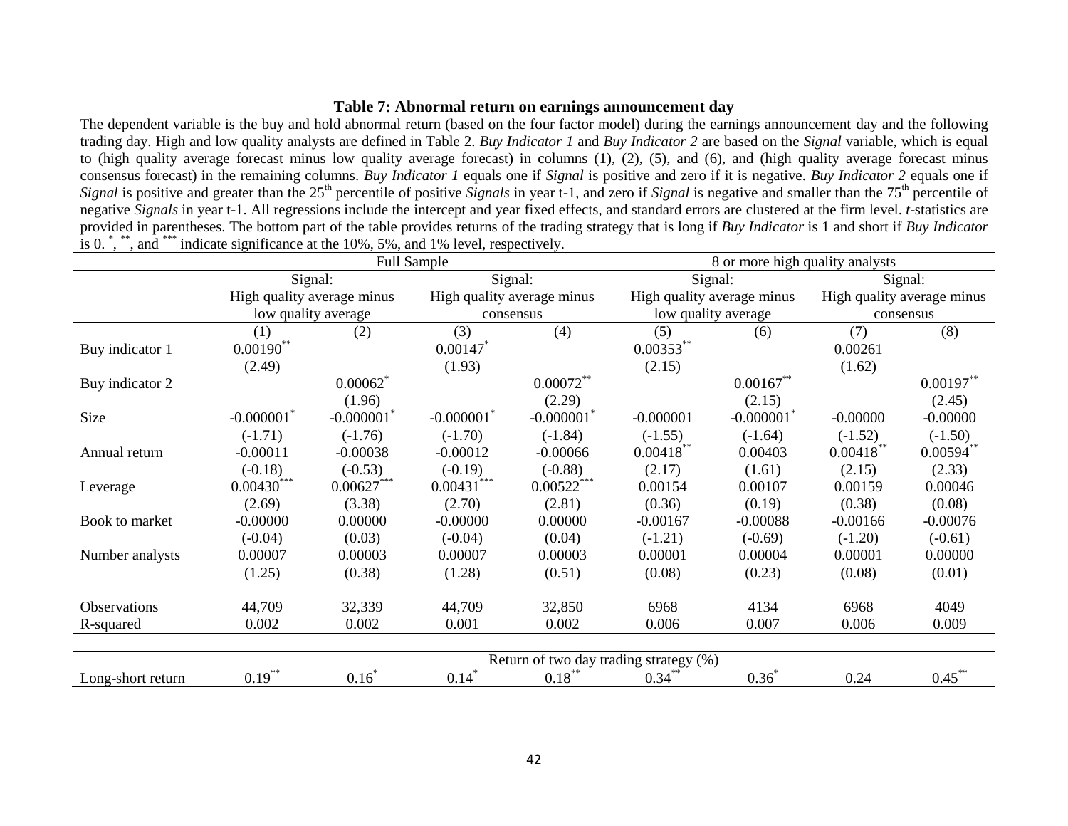**Table 7: Abnormal return on earnings announcement day**

The dependent variable is the buy and hold abnormal return (based on the four factor model) during the earnings announcement day and the following trading day. High and low quality analysts are defined in Table 2. *Buy Indicator 1* and *Buy Indicator 2* are based on the *Signal* variable, which is equal to (high quality average forecast minus low quality average forecast) in columns (1), (2), (5), and (6), and (high quality average forecast minus consensus forecast) in the remaining columns. *Buy Indicator 1* equals one if *Signal* is positive and zero if it is negative. *Buy Indicator 2* equals one if *Signal* is positive and greater than the 25$^{th}$ percentile of positive *Signals* in year t-1, and zero if *Signal* is negative and smaller than the 75$^{th}$ percentile of negative *Signals* in year t-1. All regressions include the intercept and year fixed effects, and standard errors are clustered at the firm level. *t*-statistics are provided in parentheses. The bottom part of the table provides returns of the trading strategy that is long if *Buy Indicator* is 1 and short if *Buy Indicator* is 0. *, **, and *** indicate significance at the 10%, 5%, and 1% level, respectively.

| | Full Sample | | | | 8 or more high quality analysts | | | |
|---|---|---|---|---|---|---|---|---|
| | Signal: High quality average minus low quality average | | Signal: High quality average minus consensus | | Signal: High quality average minus low quality average | | Signal: High quality average minus consensus | |
| | (1) | (2) | (3) | (4) | (5) | (6) | (7) | (8) |
| Buy indicator 1 | 0.00190** | | 0.00147* | | 0.00353** | | 0.00261 | |
| | (2.49) | | (1.93) | | (2.15) | | (1.62) | |
| Buy indicator 2 | | 0.00062* | | 0.00072** | | 0.00167** | | 0.00197** |
| | | (1.96) | | (2.29) | | (2.15) | | (2.45) |
| Size | -0.000001* | -0.000001* | -0.000001* | -0.000001* | -0.000001 | -0.000001* | -0.00000 | -0.00000 |
| | (-1.71) | (-1.76) | (-1.70) | (-1.84) | (-1.55) | (-1.64) | (-1.52) | (-1.50) |
| Annual return | -0.00011 | -0.00038 | -0.00012 | -0.00066 | 0.00418** | 0.00403 | 0.00418** | 0.00594** |
| | (-0.18) | (-0.53) | (-0.19) | (-0.88) | (2.17) | (1.61) | (2.15) | (2.33) |
| Leverage | 0.00430*** | 0.00627*** | 0.00431*** | 0.00522*** | 0.00154 | 0.00107 | 0.00159 | 0.00046 |
| | (2.69) | (3.38) | (2.70) | (2.81) | (0.36) | (0.19) | (0.38) | (0.08) |
| Book to market | -0.00000 | 0.00000 | -0.00000 | 0.00000 | -0.00167 | -0.00088 | -0.00166 | -0.00076 |
| | (-0.04) | (0.03) | (-0.04) | (0.04) | (-1.21) | (-0.69) | (-1.20) | (-0.61) |
| Number analysts | 0.00007 | 0.00003 | 0.00007 | 0.00003 | 0.00001 | 0.00004 | 0.00001 | 0.00000 |
| | (1.25) | (0.38) | (1.28) | (0.51) | (0.08) | (0.23) | (0.08) | (0.01) |
| Observations | 44,709 | 32,339 | 44,709 | 32,850 | 6968 | 4134 | 6968 | 4049 |
| R-squared | 0.002 | 0.002 | 0.001 | 0.002 | 0.006 | 0.007 | 0.006 | 0.009 |
| | Return of two day trading strategy (%) | | | | | | | |
| Long-short return | 0.19** | 0.16* | 0.14* | 0.18** | 0.34** | 0.36* | 0.24 | 0.45** |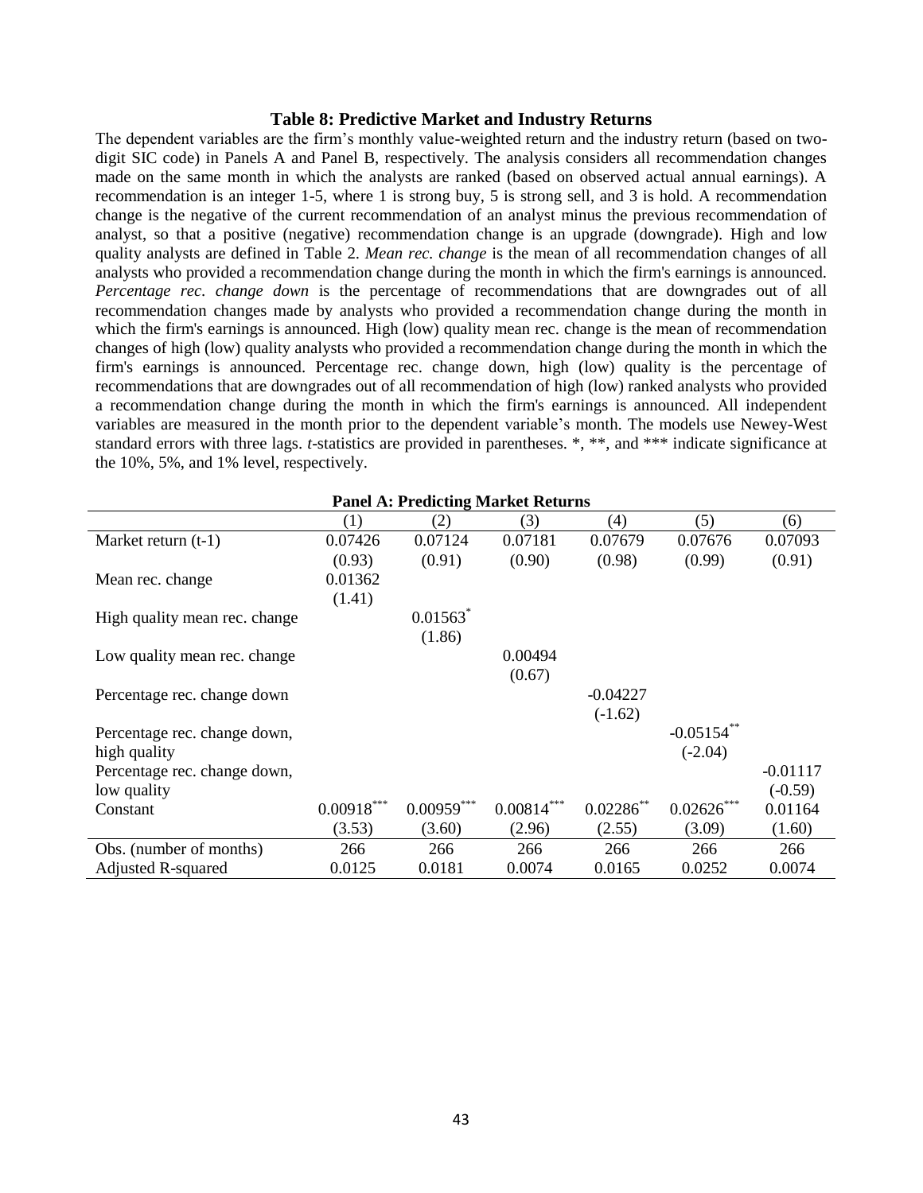**Table 8: Predictive Market and Industry Returns**

The dependent variables are the firm's monthly value-weighted return and the industry return (based on two-digit SIC code) in Panels A and Panel B, respectively. The analysis considers all recommendation changes made on the same month in which the analysts are ranked (based on observed actual annual earnings). A recommendation is an integer 1-5, where 1 is strong buy, 5 is strong sell, and 3 is hold. A recommendation change is the negative of the current recommendation of an analyst minus the previous recommendation of analyst, so that a positive (negative) recommendation change is an upgrade (downgrade). High and low quality analysts are defined in Table 2. *Mean rec. change* is the mean of all recommendation changes of all analysts who provided a recommendation change during the month in which the firm's earnings is announced. *Percentage rec. change down* is the percentage of recommendations that are downgrades out of all recommendation changes made by analysts who provided a recommendation change during the month in which the firm's earnings is announced. High (low) quality mean rec. change is the mean of recommendation changes of high (low) quality analysts who provided a recommendation change during the month in which the firm's earnings is announced. Percentage rec. change down, high (low) quality is the percentage of recommendations that are downgrades out of all recommendation of high (low) ranked analysts who provided a recommendation change during the month in which the firm's earnings is announced. All independent variables are measured in the month prior to the dependent variable's month. The models use Newey-West standard errors with three lags. *t*-statistics are provided in parentheses. *, **, and *** indicate significance at the 10%, 5%, and 1% level, respectively.

**Panel A: Predicting Market Returns**

| | (1) | (2) | (3) | (4) | (5) | (6) |
|---|---|---|---|---|---|---|
| Market return (t-1) | 0.07426 | 0.07124 | 0.07181 | 0.07679 | 0.07676 | 0.07093 |
| | (0.93) | (0.91) | (0.90) | (0.98) | (0.99) | (0.91) |
| Mean rec. change | 0.01362 | | | | | |
| | (1.41) | | | | | |
| High quality mean rec. change | | 0.01563* | | | | |
| | | (1.86) | | | | |
| Low quality mean rec. change | | | 0.00494 | | | |
| | | | (0.67) | | | |
| Percentage rec. change down | | | | -0.04227 | | |
| | | | | (-1.62) | | |
| Percentage rec. change down, high quality | | | | | -0.05154** | |
| | | | | | (-2.04) | |
| Percentage rec. change down, low quality | | | | | | -0.01117 |
| | | | | | | (-0.59) |
| Constant | 0.00918*** | 0.00959*** | 0.00814*** | 0.02286** | 0.02626*** | 0.01164 |
| | (3.53) | (3.60) | (2.96) | (2.55) | (3.09) | (1.60) |
| Obs. (number of months) | 266 | 266 | 266 | 266 | 266 | 266 |
| Adjusted R-squared | 0.0125 | 0.0181 | 0.0074 | 0.0165 | 0.0252 | 0.0074 |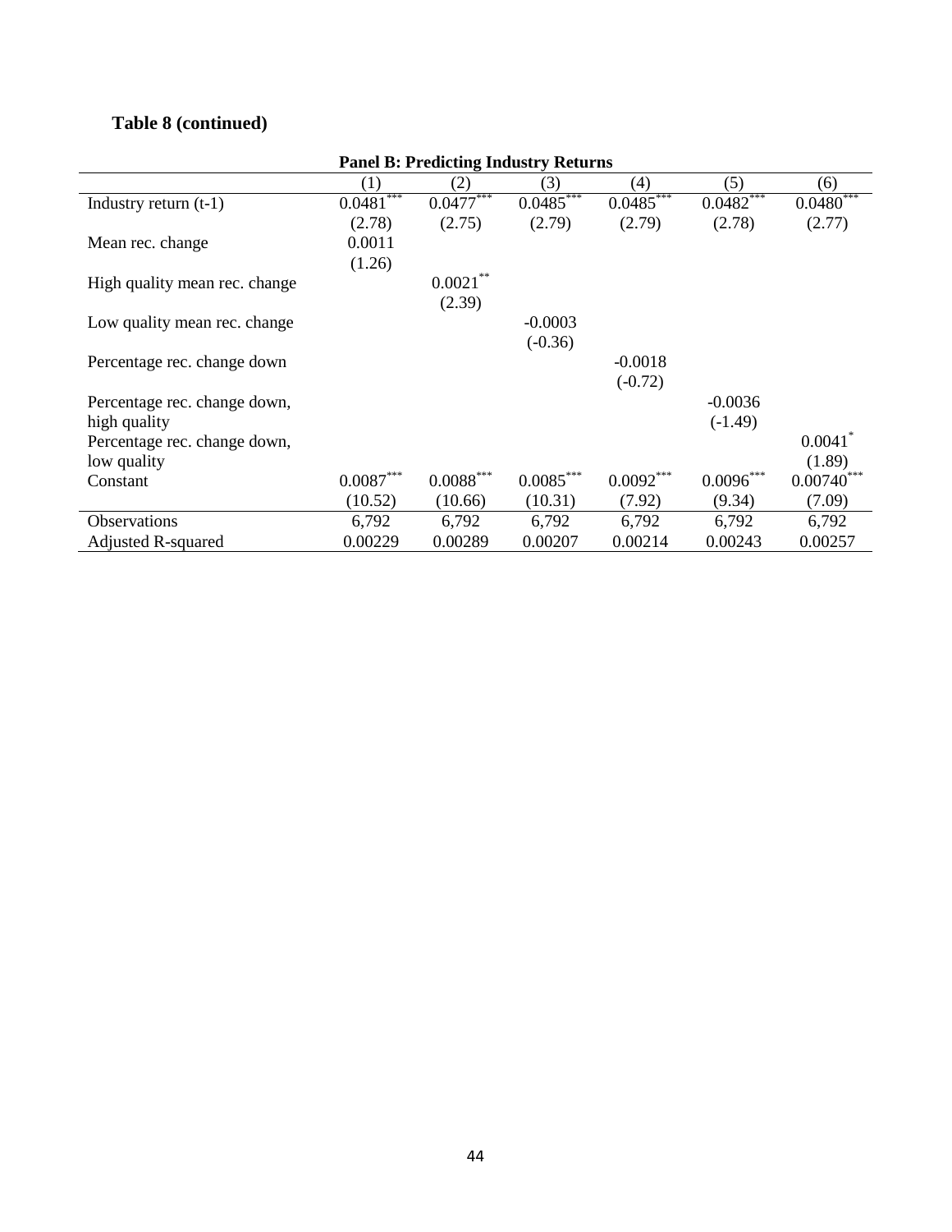**Table 8 (continued)**

**Panel B: Predicting Industry Returns**

| | (1) | (2) | (3) | (4) | (5) | (6) |
|---|---|---|---|---|---|---|
| Industry return (t-1) | 0.0481*** | 0.0477*** | 0.0485*** | 0.0485*** | 0.0482*** | 0.0480*** |
| | (2.78) | (2.75) | (2.79) | (2.79) | (2.78) | (2.77) |
| Mean rec. change | 0.0011 | | | | | |
| | (1.26) | | | | | |
| High quality mean rec. change | | 0.0021** | | | | |
| | | (2.39) | | | | |
| Low quality mean rec. change | | | -0.0003 | | | |
| | | | (-0.36) | | | |
| Percentage rec. change down | | | | -0.0018 | | |
| | | | | (-0.72) | | |
| Percentage rec. change down, high quality | | | | | -0.0036 | |
| | | | | | (-1.49) | |
| Percentage rec. change down, low quality | | | | | | 0.0041* |
| | | | | | | (1.89) |
| Constant | 0.0087*** | 0.0088*** | 0.0085*** | 0.0092*** | 0.0096*** | 0.00740*** |
| | (10.52) | (10.66) | (10.31) | (7.92) | (9.34) | (7.09) |
| Observations | 6,792 | 6,792 | 6,792 | 6,792 | 6,792 | 6,792 |
| Adjusted R-squared | 0.00229 | 0.00289 | 0.00207 | 0.00214 | 0.00243 | 0.00257 |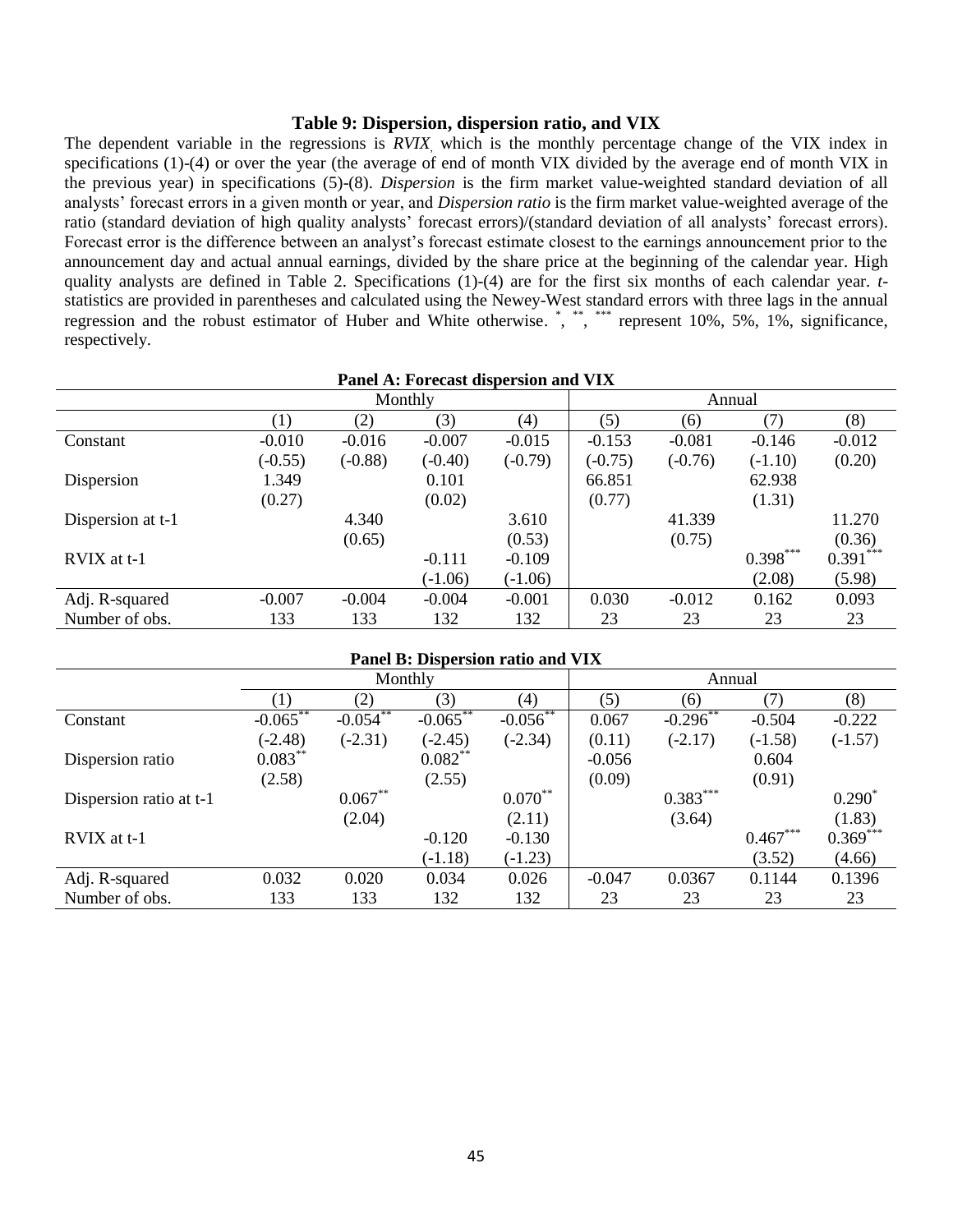### Table 9: Dispersion, dispersion ratio, and VIX

The dependent variable in the regressions is *RVIX*, which is the monthly percentage change of the VIX index in specifications (1)-(4) or over the year (the average of end of month VIX divided by the average end of month VIX in the previous year) in specifications (5)-(8). *Dispersion* is the firm market value-weighted standard deviation of all analysts' forecast errors in a given month or year, and *Dispersion ratio* is the firm market value-weighted average of the ratio (standard deviation of high quality analysts' forecast errors)/(standard deviation of all analysts' forecast errors). Forecast error is the difference between an analyst's forecast estimate closest to the earnings announcement prior to the announcement day and actual annual earnings, divided by the share price at the beginning of the calendar year. High quality analysts are defined in Table 2. Specifications (1)-(4) are for the first six months of each calendar year. *t*-statistics are provided in parentheses and calculated using the Newey-West standard errors with three lags in the annual regression and the robust estimator of Huber and White otherwise. \*, \*\*, \*\*\* represent 10%, 5%, 1%, significance, respectively.

**Panel A: Forecast dispersion and VIX**

| | Monthly | | | | Annual | | | |
|---|---|---|---|---|---|---|---|---|
| | (1) | (2) | (3) | (4) | (5) | (6) | (7) | (8) |
| Constant | -0.010 | -0.016 | -0.007 | -0.015 | -0.153 | -0.081 | -0.146 | -0.012 |
| | (-0.55) | (-0.88) | (-0.40) | (-0.79) | (-0.75) | (-0.76) | (-1.10) | (0.20) |
| Dispersion | 1.349 | | 0.101 | | 66.851 | | 62.938 | |
| | (0.27) | | (0.02) | | (0.77) | | (1.31) | |
| Dispersion at t-1 | | 4.340 | | 3.610 | | 41.339 | | 11.270 |
| | | (0.65) | | (0.53) | | (0.75) | | (0.36) |
| RVIX at t-1 | | | -0.111 | -0.109 | | | 0.398*** | 0.391*** |
| | | | (-1.06) | (-1.06) | | | (2.08) | (5.98) |
| Adj. R-squared | -0.007 | -0.004 | -0.004 | -0.001 | 0.030 | -0.012 | 0.162 | 0.093 |
| Number of obs. | 133 | 133 | 132 | 132 | 23 | 23 | 23 | 23 |

**Panel B: Dispersion ratio and VIX**

| | Monthly | | | | Annual | | | |
|---|---|---|---|---|---|---|---|---|
| | (1) | (2) | (3) | (4) | (5) | (6) | (7) | (8) |
| Constant | -0.065** | -0.054** | -0.065** | -0.056** | 0.067 | -0.296** | -0.504 | -0.222 |
| | (-2.48) | (-2.31) | (-2.45) | (-2.34) | (0.11) | (-2.17) | (-1.58) | (-1.57) |
| Dispersion ratio | 0.083** | | 0.082** | | -0.056 | | 0.604 | |
| | (2.58) | | (2.55) | | (0.09) | | (0.91) | |
| Dispersion ratio at t-1 | | 0.067** | | 0.070** | | 0.383*** | | 0.290* |
| | | (2.04) | | (2.11) | | (3.64) | | (1.83) |
| RVIX at t-1 | | | -0.120 | -0.130 | | | 0.467*** | 0.369*** |
| | | | (-1.18) | (-1.23) | | | (3.52) | (4.66) |
| Adj. R-squared | 0.032 | 0.020 | 0.034 | 0.026 | -0.047 | 0.0367 | 0.1144 | 0.1396 |
| Number of obs. | 133 | 133 | 132 | 132 | 23 | 23 | 23 | 23 |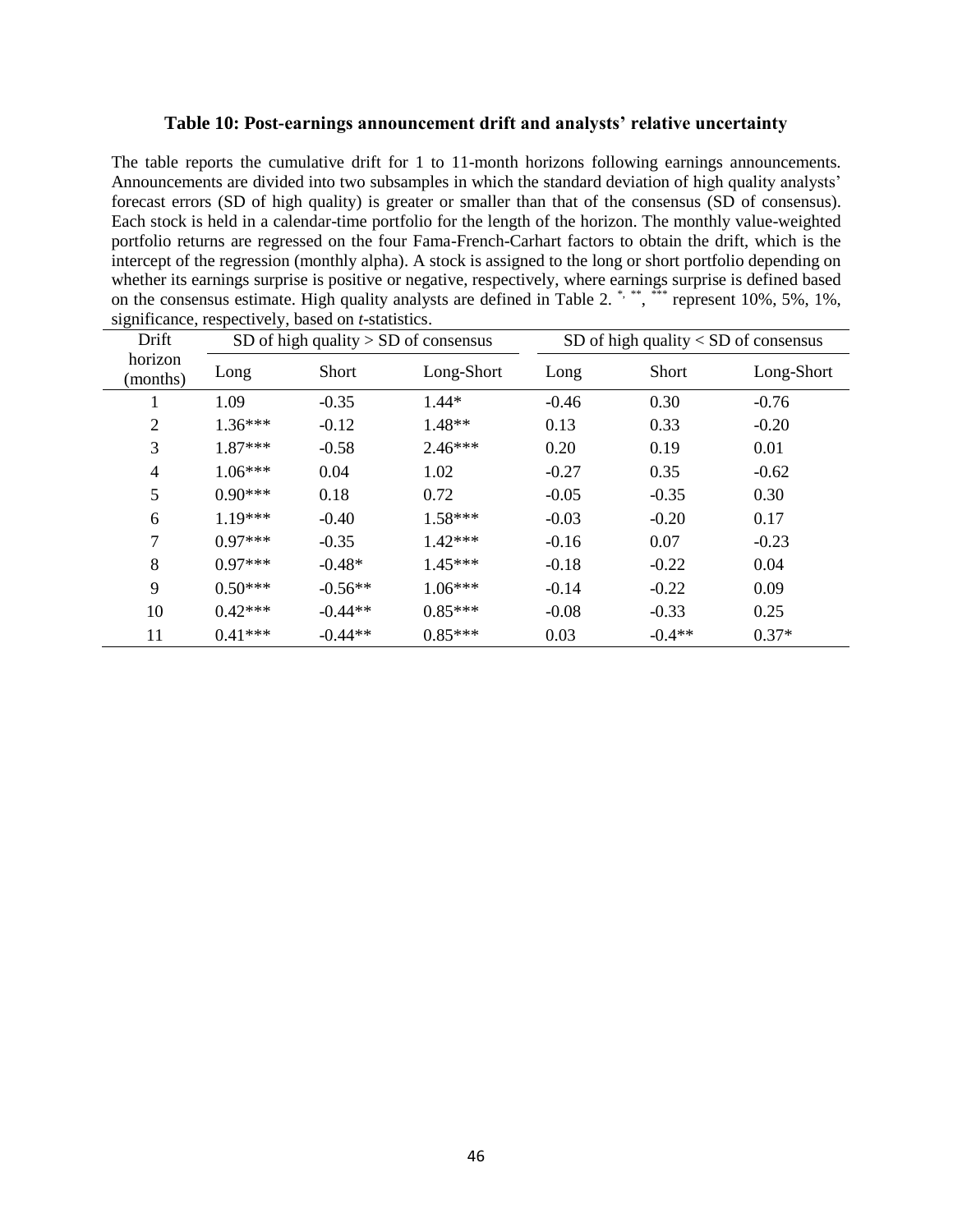### Table 10: Post-earnings announcement drift and analysts' relative uncertainty

The table reports the cumulative drift for 1 to 11-month horizons following earnings announcements. Announcements are divided into two subsamples in which the standard deviation of high quality analysts' forecast errors (SD of high quality) is greater or smaller than that of the consensus (SD of consensus). Each stock is held in a calendar-time portfolio for the length of the horizon. The monthly value-weighted portfolio returns are regressed on the four Fama-French-Carhart factors to obtain the drift, which is the intercept of the regression (monthly alpha). A stock is assigned to the long or short portfolio depending on whether its earnings surprise is positive or negative, respectively, where earnings surprise is defined based on the consensus estimate. High quality analysts are defined in Table 2. *, **, *** represent 10%, 5%, 1%, significance, respectively, based on *t*-statistics.

| Drift | SD of high quality > SD of consensus | | | SD of high quality < SD of consensus | | |
|---|---|---|---|---|---|---|
| horizon (months) | Long | Short | Long-Short | Long | Short | Long-Short |
| 1 | 1.09 | -0.35 | 1.44* | -0.46 | 0.30 | -0.76 |
| 2 | 1.36*** | -0.12 | 1.48** | 0.13 | 0.33 | -0.20 |
| 3 | 1.87*** | -0.58 | 2.46*** | 0.20 | 0.19 | 0.01 |
| 4 | 1.06*** | 0.04 | 1.02 | -0.27 | 0.35 | -0.62 |
| 5 | 0.90*** | 0.18 | 0.72 | -0.05 | -0.35 | 0.30 |
| 6 | 1.19*** | -0.40 | 1.58*** | -0.03 | -0.20 | 0.17 |
| 7 | 0.97*** | -0.35 | 1.42*** | -0.16 | 0.07 | -0.23 |
| 8 | 0.97*** | -0.48* | 1.45*** | -0.18 | -0.22 | 0.04 |
| 9 | 0.50*** | -0.56** | 1.06*** | -0.14 | -0.22 | 0.09 |
| 10 | 0.42*** | -0.44** | 0.85*** | -0.08 | -0.33 | 0.25 |
| 11 | 0.41*** | -0.44** | 0.85*** | 0.03 | -0.4** | 0.37* |